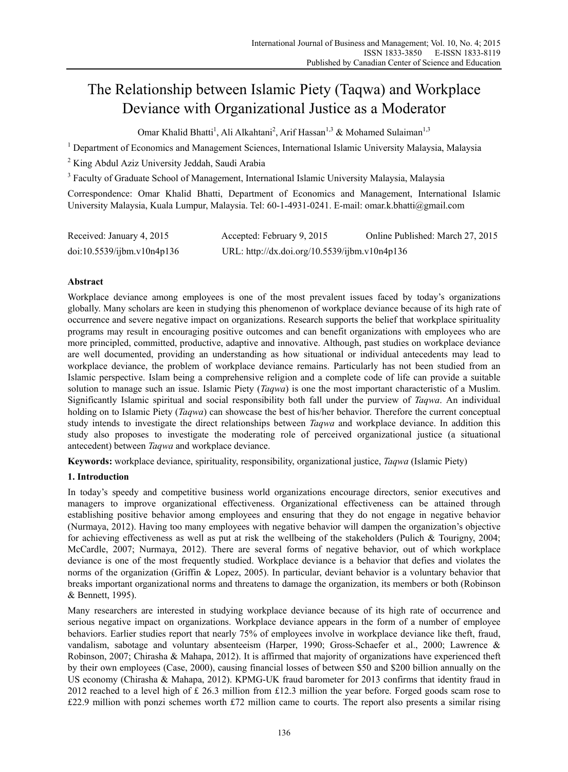# The Relationship between Islamic Piety (Taqwa) and Workplace Deviance with Organizational Justice as a Moderator

Omar Khalid Bhatti[1], Ali Alkahtani[2], Arif Hassan[1,3] & Mohamed Sulaiman[1,3]

[1] Department of Economics and Management Sciences, International Islamic University Malaysia, Malaysia

[2] King Abdul Aziz University Jeddah, Saudi Arabia

[3] Faculty of Graduate School of Management, International Islamic University Malaysia, Malaysia

Correspondence: Omar Khalid Bhatti, Department of Economics and Management, International Islamic University Malaysia, Kuala Lumpur, Malaysia. Tel: 60-1-4931-0241. E-mail: omar.k.bhatti@gmail.com

Received: January 4, 2015 Accepted: February 9, 2015 Online Published: March 27, 2015

doi:10.5539/ijbm.v10n4p136 URL: http://dx.doi.org/10.5539/ijbm.v10n4p136

## Abstract

Workplace deviance among employees is one of the most prevalent issues faced by today's organizations globally. Many scholars are keen in studying this phenomenon of workplace deviance because of its high rate of occurrence and severe negative impact on organizations. Research supports the belief that workplace spirituality programs may result in encouraging positive outcomes and can benefit organizations with employees who are more principled, committed, productive, adaptive and innovative. Although, past studies on workplace deviance are well documented, providing an understanding as how situational or individual antecedents may lead to workplace deviance, the problem of workplace deviance remains. Particularly has not been studied from an Islamic perspective. Islam being a comprehensive religion and a complete code of life can provide a suitable solution to manage such an issue. Islamic Piety (*Taqwa*) is one the most important characteristic of a Muslim. Significantly Islamic spiritual and social responsibility both fall under the purview of *Taqwa*. An individual holding on to Islamic Piety (*Taqwa*) can showcase the best of his/her behavior. Therefore the current conceptual study intends to investigate the direct relationships between *Taqwa* and workplace deviance. In addition this study also proposes to investigate the moderating role of perceived organizational justice (a situational antecedent) between *Taqwa* and workplace deviance.

**Keywords:** workplace deviance, spirituality, responsibility, organizational justice, *Taqwa* (Islamic Piety)

## 1. Introduction

In today's speedy and competitive business world organizations encourage directors, senior executives and managers to improve organizational effectiveness. Organizational effectiveness can be attained through establishing positive behavior among employees and ensuring that they do not engage in negative behavior (Nurmaya, 2012). Having too many employees with negative behavior will dampen the organization's objective for achieving effectiveness as well as put at risk the wellbeing of the stakeholders (Pulich & Tourigny, 2004; McCardle, 2007; Nurmaya, 2012). There are several forms of negative behavior, out of which workplace deviance is one of the most frequently studied. Workplace deviance is a behavior that defies and violates the norms of the organization (Griffin & Lopez, 2005). In particular, deviant behavior is a voluntary behavior that breaks important organizational norms and threatens to damage the organization, its members or both (Robinson & Bennett, 1995).

Many researchers are interested in studying workplace deviance because of its high rate of occurrence and serious negative impact on organizations. Workplace deviance appears in the form of a number of employee behaviors. Earlier studies report that nearly 75% of employees involve in workplace deviance like theft, fraud, vandalism, sabotage and voluntary absenteeism (Harper, 1990; Gross-Schaefer et al., 2000; Lawrence & Robinson, 2007; Chirasha & Mahapa, 2012). It is affirmed that majority of organizations have experienced theft by their own employees (Case, 2000), causing financial losses of between $50 and $200 billion annually on the US economy (Chirasha & Mahapa, 2012). KPMG-UK fraud barometer for 2013 confirms that identity fraud in 2012 reached to a level high of £ 26.3 million from £12.3 million the year before. Forged goods scam rose to £22.9 million with ponzi schemes worth £72 million came to courts. The report also presents a similar rising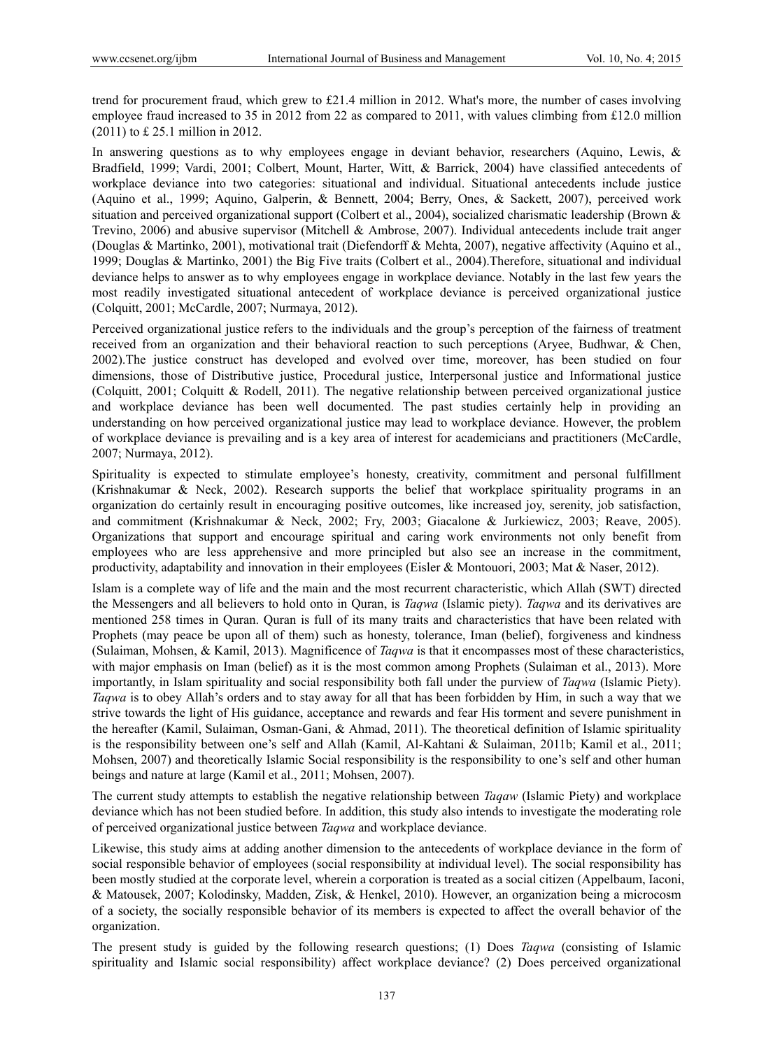trend for procurement fraud, which grew to £21.4 million in 2012. What's more, the number of cases involving employee fraud increased to 35 in 2012 from 22 as compared to 2011, with values climbing from £12.0 million (2011) to £ 25.1 million in 2012.

In answering questions as to why employees engage in deviant behavior, researchers (Aquino, Lewis, & Bradfield, 1999; Vardi, 2001; Colbert, Mount, Harter, Witt, & Barrick, 2004) have classified antecedents of workplace deviance into two categories: situational and individual. Situational antecedents include justice (Aquino et al., 1999; Aquino, Galperin, & Bennett, 2004; Berry, Ones, & Sackett, 2007), perceived work situation and perceived organizational support (Colbert et al., 2004), socialized charismatic leadership (Brown & Trevino, 2006) and abusive supervisor (Mitchell & Ambrose, 2007). Individual antecedents include trait anger (Douglas & Martinko, 2001), motivational trait (Diefendorff & Mehta, 2007), negative affectivity (Aquino et al., 1999; Douglas & Martinko, 2001) the Big Five traits (Colbert et al., 2004).Therefore, situational and individual deviance helps to answer as to why employees engage in workplace deviance. Notably in the last few years the most readily investigated situational antecedent of workplace deviance is perceived organizational justice (Colquitt, 2001; McCardle, 2007; Nurmaya, 2012).

Perceived organizational justice refers to the individuals and the group's perception of the fairness of treatment received from an organization and their behavioral reaction to such perceptions (Aryee, Budhwar, & Chen, 2002).The justice construct has developed and evolved over time, moreover, has been studied on four dimensions, those of Distributive justice, Procedural justice, Interpersonal justice and Informational justice (Colquitt, 2001; Colquitt & Rodell, 2011). The negative relationship between perceived organizational justice and workplace deviance has been well documented. The past studies certainly help in providing an understanding on how perceived organizational justice may lead to workplace deviance. However, the problem of workplace deviance is prevailing and is a key area of interest for academicians and practitioners (McCardle, 2007; Nurmaya, 2012).

Spirituality is expected to stimulate employee's honesty, creativity, commitment and personal fulfillment (Krishnakumar & Neck, 2002). Research supports the belief that workplace spirituality programs in an organization do certainly result in encouraging positive outcomes, like increased joy, serenity, job satisfaction, and commitment (Krishnakumar & Neck, 2002; Fry, 2003; Giacalone & Jurkiewicz, 2003; Reave, 2005). Organizations that support and encourage spiritual and caring work environments not only benefit from employees who are less apprehensive and more principled but also see an increase in the commitment, productivity, adaptability and innovation in their employees (Eisler & Montouori, 2003; Mat & Naser, 2012).

Islam is a complete way of life and the main and the most recurrent characteristic, which Allah (SWT) directed the Messengers and all believers to hold onto in Quran, is *Taqwa* (Islamic piety). *Taqwa* and its derivatives are mentioned 258 times in Quran. Quran is full of its many traits and characteristics that have been related with Prophets (may peace be upon all of them) such as honesty, tolerance, Iman (belief), forgiveness and kindness (Sulaiman, Mohsen, & Kamil, 2013). Magnificence of *Taqwa* is that it encompasses most of these characteristics, with major emphasis on Iman (belief) as it is the most common among Prophets (Sulaiman et al., 2013). More importantly, in Islam spirituality and social responsibility both fall under the purview of *Taqwa* (Islamic Piety). *Taqwa* is to obey Allah's orders and to stay away for all that has been forbidden by Him, in such a way that we strive towards the light of His guidance, acceptance and rewards and fear His torment and severe punishment in the hereafter (Kamil, Sulaiman, Osman-Gani, & Ahmad, 2011). The theoretical definition of Islamic spirituality is the responsibility between one's self and Allah (Kamil, Al-Kahtani & Sulaiman, 2011b; Kamil et al., 2011; Mohsen, 2007) and theoretically Islamic Social responsibility is the responsibility to one's self and other human beings and nature at large (Kamil et al., 2011; Mohsen, 2007).

The current study attempts to establish the negative relationship between *Taqaw* (Islamic Piety) and workplace deviance which has not been studied before. In addition, this study also intends to investigate the moderating role of perceived organizational justice between *Taqwa* and workplace deviance.

Likewise, this study aims at adding another dimension to the antecedents of workplace deviance in the form of social responsible behavior of employees (social responsibility at individual level). The social responsibility has been mostly studied at the corporate level, wherein a corporation is treated as a social citizen (Appelbaum, Iaconi, & Matousek, 2007; Kolodinsky, Madden, Zisk, & Henkel, 2010). However, an organization being a microcosm of a society, the socially responsible behavior of its members is expected to affect the overall behavior of the organization.

The present study is guided by the following research questions; (1) Does *Taqwa* (consisting of Islamic spirituality and Islamic social responsibility) affect workplace deviance? (2) Does perceived organizational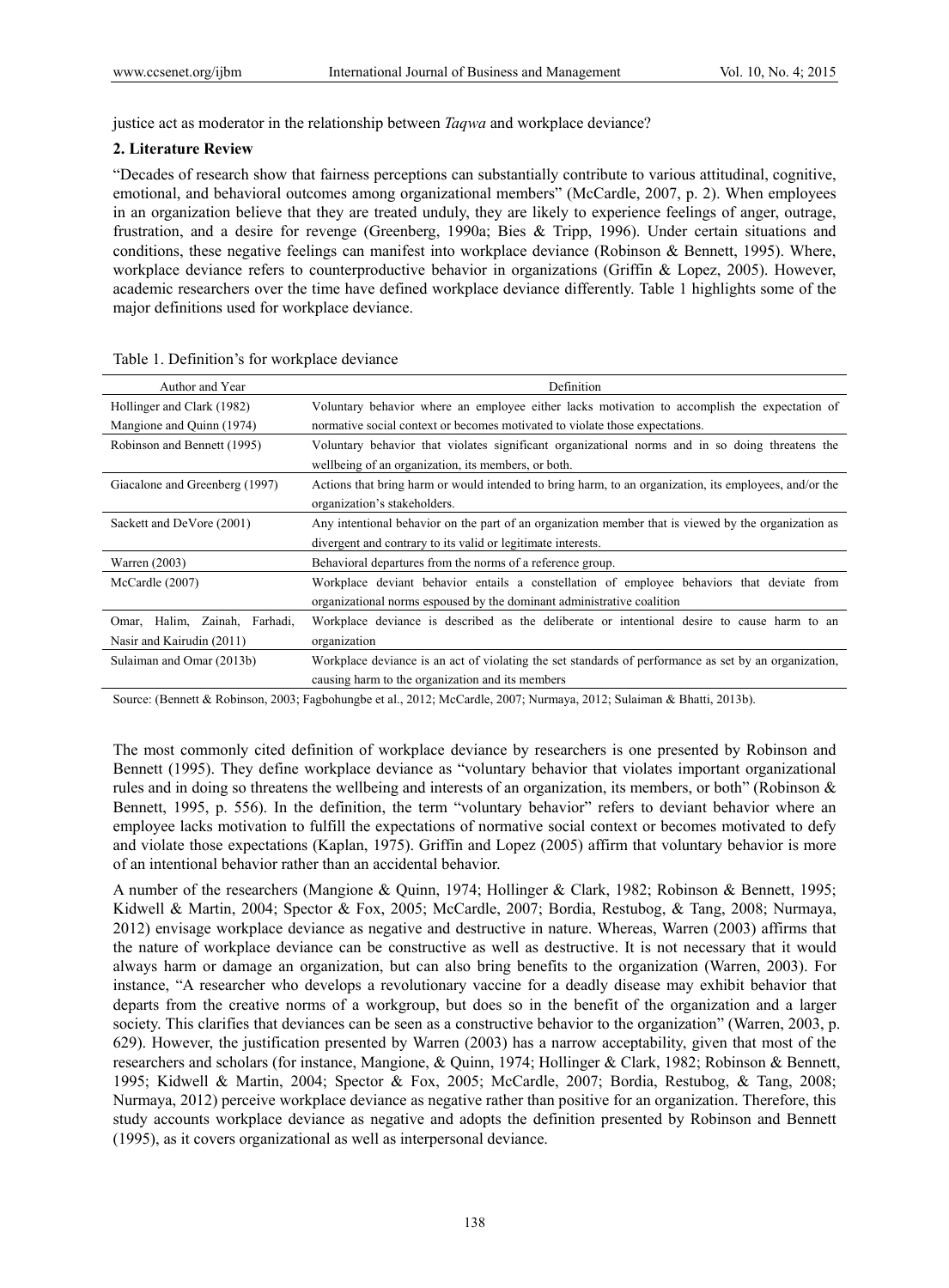justice act as moderator in the relationship between *Taqwa* and workplace deviance?

## 2. Literature Review

"Decades of research show that fairness perceptions can substantially contribute to various attitudinal, cognitive, emotional, and behavioral outcomes among organizational members" (McCardle, 2007, p. 2). When employees in an organization believe that they are treated unduly, they are likely to experience feelings of anger, outrage, frustration, and a desire for revenge (Greenberg, 1990a; Bies & Tripp, 1996). Under certain situations and conditions, these negative feelings can manifest into workplace deviance (Robinson & Bennett, 1995). Where, workplace deviance refers to counterproductive behavior in organizations (Griffin & Lopez, 2005). However, academic researchers over the time have defined workplace deviance differently. Table 1 highlights some of the major definitions used for workplace deviance.

Table 1. Definition's for workplace deviance

| Author and Year | Definition |
|---|---|
| Hollinger and Clark (1982)<br>Mangione and Quinn (1974) | Voluntary behavior where an employee either lacks motivation to accomplish the expectation of normative social context or becomes motivated to violate those expectations. |
| Robinson and Bennett (1995) | Voluntary behavior that violates significant organizational norms and in so doing threatens the wellbeing of an organization, its members, or both. |
| Giacalone and Greenberg (1997) | Actions that bring harm or would intended to bring harm, to an organization, its employees, and/or the organization's stakeholders. |
| Sackett and DeVore (2001) | Any intentional behavior on the part of an organization member that is viewed by the organization as divergent and contrary to its valid or legitimate interests. |
| Warren (2003) | Behavioral departures from the norms of a reference group. |
| McCardle (2007) | Workplace deviant behavior entails a constellation of employee behaviors that deviate from organizational norms espoused by the dominant administrative coalition |
| Omar, Halim, Zainah, Farhadi, Nasir and Kairudin (2011) | Workplace deviance is described as the deliberate or intentional desire to cause harm to an organization |
| Sulaiman and Omar (2013b) | Workplace deviance is an act of violating the set standards of performance as set by an organization, causing harm to the organization and its members |

Source: (Bennett & Robinson, 2003; Fagbohungbe et al., 2012; McCardle, 2007; Nurmaya, 2012; Sulaiman & Bhatti, 2013b).

The most commonly cited definition of workplace deviance by researchers is one presented by Robinson and Bennett (1995). They define workplace deviance as "voluntary behavior that violates important organizational rules and in doing so threatens the wellbeing and interests of an organization, its members, or both" (Robinson & Bennett, 1995, p. 556). In the definition, the term "voluntary behavior" refers to deviant behavior where an employee lacks motivation to fulfill the expectations of normative social context or becomes motivated to defy and violate those expectations (Kaplan, 1975). Griffin and Lopez (2005) affirm that voluntary behavior is more of an intentional behavior rather than an accidental behavior.

A number of the researchers (Mangione & Quinn, 1974; Hollinger & Clark, 1982; Robinson & Bennett, 1995; Kidwell & Martin, 2004; Spector & Fox, 2005; McCardle, 2007; Bordia, Restubog, & Tang, 2008; Nurmaya, 2012) envisage workplace deviance as negative and destructive in nature. Whereas, Warren (2003) affirms that the nature of workplace deviance can be constructive as well as destructive. It is not necessary that it would always harm or damage an organization, but can also bring benefits to the organization (Warren, 2003). For instance, "A researcher who develops a revolutionary vaccine for a deadly disease may exhibit behavior that departs from the creative norms of a workgroup, but does so in the benefit of the organization and a larger society. This clarifies that deviances can be seen as a constructive behavior to the organization" (Warren, 2003, p. 629). However, the justification presented by Warren (2003) has a narrow acceptability, given that most of the researchers and scholars (for instance, Mangione, & Quinn, 1974; Hollinger & Clark, 1982; Robinson & Bennett, 1995; Kidwell & Martin, 2004; Spector & Fox, 2005; McCardle, 2007; Bordia, Restubog, & Tang, 2008; Nurmaya, 2012) perceive workplace deviance as negative rather than positive for an organization. Therefore, this study accounts workplace deviance as negative and adopts the definition presented by Robinson and Bennett (1995), as it covers organizational as well as interpersonal deviance.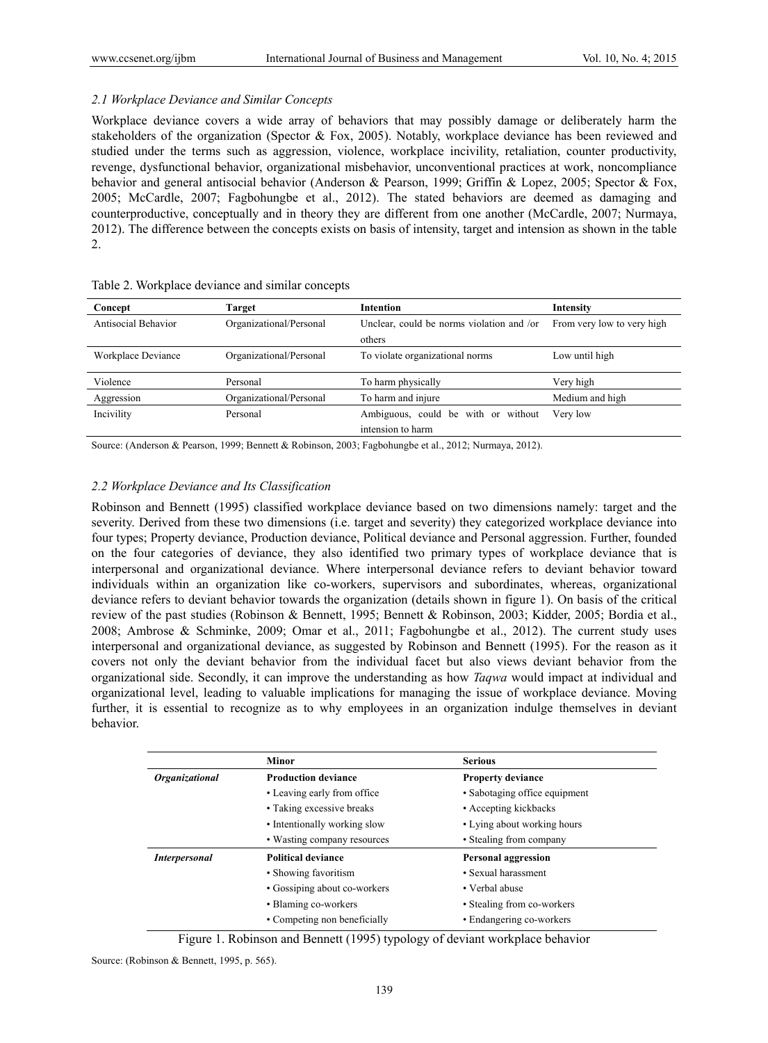### 2.1 Workplace Deviance and Similar Concepts

Workplace deviance covers a wide array of behaviors that may possibly damage or deliberately harm the stakeholders of the organization (Spector & Fox, 2005). Notably, workplace deviance has been reviewed and studied under the terms such as aggression, violence, workplace incivility, retaliation, counter productivity, revenge, dysfunctional behavior, organizational misbehavior, unconventional practices at work, noncompliance behavior and general antisocial behavior (Anderson & Pearson, 1999; Griffin & Lopez, 2005; Spector & Fox, 2005; McCardle, 2007; Fagbohungbe et al., 2012). The stated behaviors are deemed as damaging and counterproductive, conceptually and in theory they are different from one another (McCardle, 2007; Nurmaya, 2012). The difference between the concepts exists on basis of intensity, target and intension as shown in the table 2.

Table 2. Workplace deviance and similar concepts

| Concept | Target | Intention | Intensity |
|---|---|---|---|
| Antisocial Behavior | Organizational/Personal | Unclear, could be norms violation and /or others | From very low to very high |
| Workplace Deviance | Organizational/Personal | To violate organizational norms | Low until high |
| Violence | Personal | To harm physically | Very high |
| Aggression | Organizational/Personal | To harm and injure | Medium and high |
| Incivility | Personal | Ambiguous, could be with or without intension to harm | Very low |

Source: (Anderson & Pearson, 1999; Bennett & Robinson, 2003; Fagbohungbe et al., 2012; Nurmaya, 2012).

### 2.2 Workplace Deviance and Its Classification

Robinson and Bennett (1995) classified workplace deviance based on two dimensions namely: target and the severity. Derived from these two dimensions (i.e. target and severity) they categorized workplace deviance into four types; Property deviance, Production deviance, Political deviance and Personal aggression. Further, founded on the four categories of deviance, they also identified two primary types of workplace deviance that is interpersonal and organizational deviance. Where interpersonal deviance refers to deviant behavior toward individuals within an organization like co-workers, supervisors and subordinates, whereas, organizational deviance refers to deviant behavior towards the organization (details shown in figure 1). On basis of the critical review of the past studies (Robinson & Bennett, 1995; Bennett & Robinson, 2003; Kidder, 2005; Bordia et al., 2008; Ambrose & Schminke, 2009; Omar et al., 2011; Fagbohungbe et al., 2012). The current study uses interpersonal and organizational deviance, as suggested by Robinson and Bennett (1995). For the reason as it covers not only the deviant behavior from the individual facet but also views deviant behavior from the organizational side. Secondly, it can improve the understanding as how *Taqwa* would impact at individual and organizational level, leading to valuable implications for managing the issue of workplace deviance. Moving further, it is essential to recognize as to why employees in an organization indulge themselves in deviant behavior.

| | Minor | Serious |
|---|---|---|
| ***Organizational*** | **Production deviance** | **Property deviance** |
| | • Leaving early from office | • Sabotaging office equipment |
| | • Taking excessive breaks | • Accepting kickbacks |
| | • Intentionally working slow | • Lying about working hours |
| | • Wasting company resources | • Stealing from company |
| ***Interpersonal*** | **Political deviance** | **Personal aggression** |
| | • Showing favoritism | • Sexual harassment |
| | • Gossiping about co-workers | • Verbal abuse |
| | • Blaming co-workers | • Stealing from co-workers |
| | • Competing non beneficially | • Endangering co-workers |

Figure 1. Robinson and Bennett (1995) typology of deviant workplace behavior

Source: (Robinson & Bennett, 1995, p. 565).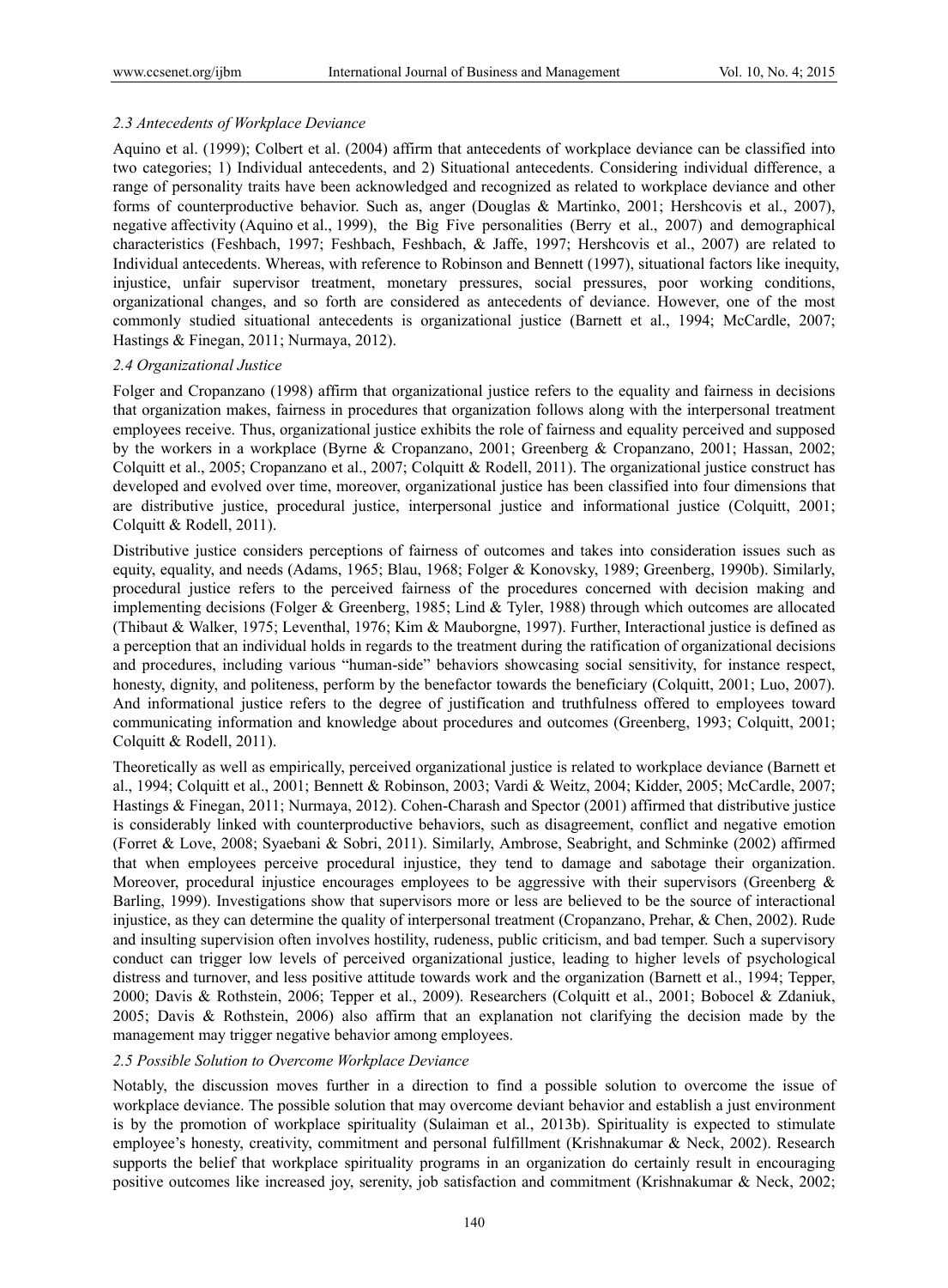### *2.3 Antecedents of Workplace Deviance*

Aquino et al. (1999); Colbert et al. (2004) affirm that antecedents of workplace deviance can be classified into two categories; 1) Individual antecedents, and 2) Situational antecedents. Considering individual difference, a range of personality traits have been acknowledged and recognized as related to workplace deviance and other forms of counterproductive behavior. Such as, anger (Douglas & Martinko, 2001; Hershcovis et al., 2007), negative affectivity (Aquino et al., 1999), the Big Five personalities (Berry et al., 2007) and demographical characteristics (Feshbach, 1997; Feshbach, Feshbach, & Jaffe, 1997; Hershcovis et al., 2007) are related to Individual antecedents. Whereas, with reference to Robinson and Bennett (1997), situational factors like inequity, injustice, unfair supervisor treatment, monetary pressures, social pressures, poor working conditions, organizational changes, and so forth are considered as antecedents of deviance. However, one of the most commonly studied situational antecedents is organizational justice (Barnett et al., 1994; McCardle, 2007; Hastings & Finegan, 2011; Nurmaya, 2012).

### *2.4 Organizational Justice*

Folger and Cropanzano (1998) affirm that organizational justice refers to the equality and fairness in decisions that organization makes, fairness in procedures that organization follows along with the interpersonal treatment employees receive. Thus, organizational justice exhibits the role of fairness and equality perceived and supposed by the workers in a workplace (Byrne & Cropanzano, 2001; Greenberg & Cropanzano, 2001; Hassan, 2002; Colquitt et al., 2005; Cropanzano et al., 2007; Colquitt & Rodell, 2011). The organizational justice construct has developed and evolved over time, moreover, organizational justice has been classified into four dimensions that are distributive justice, procedural justice, interpersonal justice and informational justice (Colquitt, 2001; Colquitt & Rodell, 2011).

Distributive justice considers perceptions of fairness of outcomes and takes into consideration issues such as equity, equality, and needs (Adams, 1965; Blau, 1968; Folger & Konovsky, 1989; Greenberg, 1990b). Similarly, procedural justice refers to the perceived fairness of the procedures concerned with decision making and implementing decisions (Folger & Greenberg, 1985; Lind & Tyler, 1988) through which outcomes are allocated (Thibaut & Walker, 1975; Leventhal, 1976; Kim & Mauborgne, 1997). Further, Interactional justice is defined as a perception that an individual holds in regards to the treatment during the ratification of organizational decisions and procedures, including various "human-side" behaviors showcasing social sensitivity, for instance respect, honesty, dignity, and politeness, perform by the benefactor towards the beneficiary (Colquitt, 2001; Luo, 2007). And informational justice refers to the degree of justification and truthfulness offered to employees toward communicating information and knowledge about procedures and outcomes (Greenberg, 1993; Colquitt, 2001; Colquitt & Rodell, 2011).

Theoretically as well as empirically, perceived organizational justice is related to workplace deviance (Barnett et al., 1994; Colquitt et al., 2001; Bennett & Robinson, 2003; Vardi & Weitz, 2004; Kidder, 2005; McCardle, 2007; Hastings & Finegan, 2011; Nurmaya, 2012). Cohen-Charash and Spector (2001) affirmed that distributive justice is considerably linked with counterproductive behaviors, such as disagreement, conflict and negative emotion (Forret & Love, 2008; Syaebani & Sobri, 2011). Similarly, Ambrose, Seabright, and Schminke (2002) affirmed that when employees perceive procedural injustice, they tend to damage and sabotage their organization. Moreover, procedural injustice encourages employees to be aggressive with their supervisors (Greenberg & Barling, 1999). Investigations show that supervisors more or less are believed to be the source of interactional injustice, as they can determine the quality of interpersonal treatment (Cropanzano, Prehar, & Chen, 2002). Rude and insulting supervision often involves hostility, rudeness, public criticism, and bad temper. Such a supervisory conduct can trigger low levels of perceived organizational justice, leading to higher levels of psychological distress and turnover, and less positive attitude towards work and the organization (Barnett et al., 1994; Tepper, 2000; Davis & Rothstein, 2006; Tepper et al., 2009). Researchers (Colquitt et al., 2001; Bobocel & Zdaniuk, 2005; Davis & Rothstein, 2006) also affirm that an explanation not clarifying the decision made by the management may trigger negative behavior among employees.

### *2.5 Possible Solution to Overcome Workplace Deviance*

Notably, the discussion moves further in a direction to find a possible solution to overcome the issue of workplace deviance. The possible solution that may overcome deviant behavior and establish a just environment is by the promotion of workplace spirituality (Sulaiman et al., 2013b). Spirituality is expected to stimulate employee's honesty, creativity, commitment and personal fulfillment (Krishnakumar & Neck, 2002). Research supports the belief that workplace spirituality programs in an organization do certainly result in encouraging positive outcomes like increased joy, serenity, job satisfaction and commitment (Krishnakumar & Neck, 2002;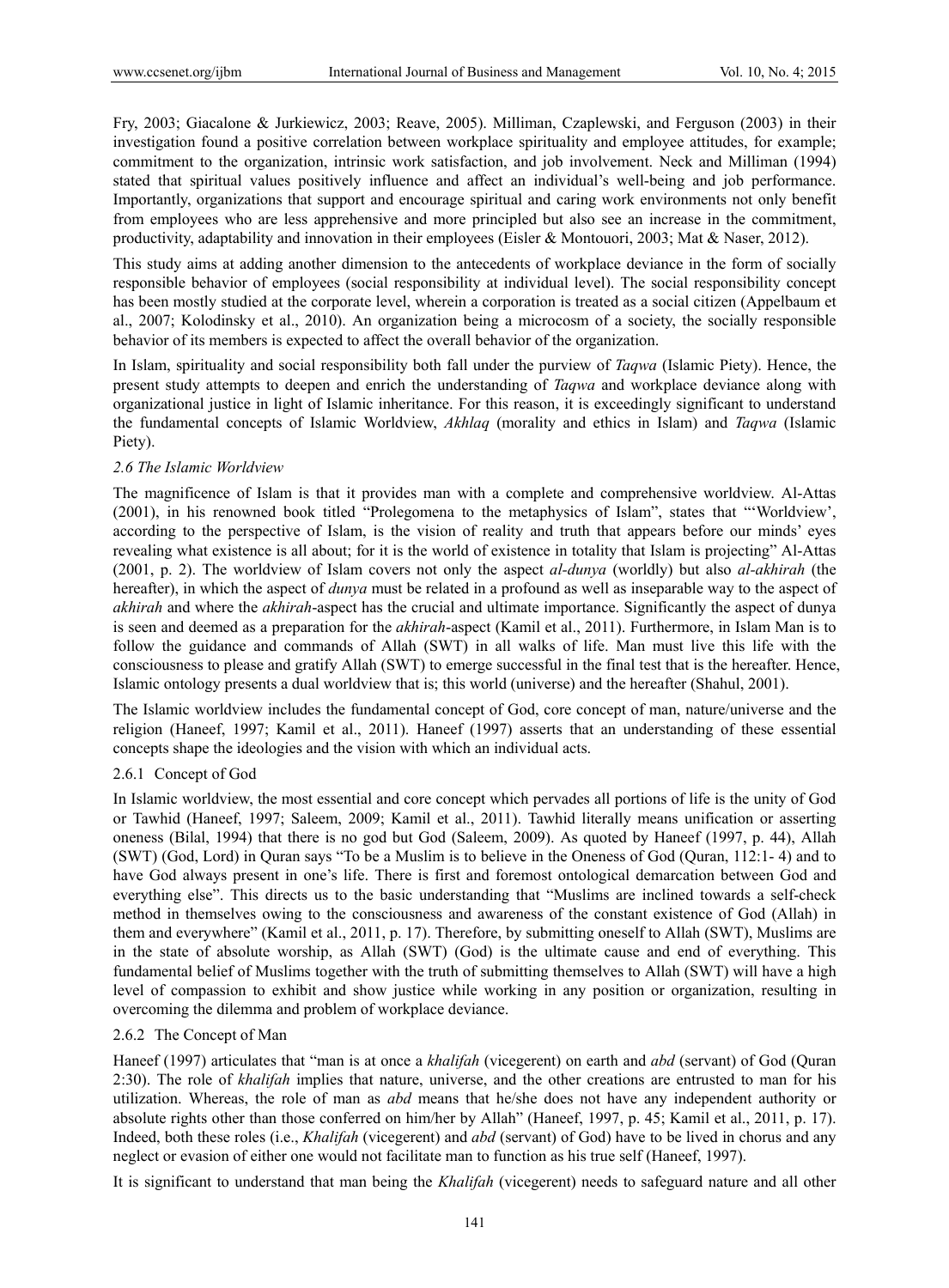Fry, 2003; Giacalone & Jurkiewicz, 2003; Reave, 2005). Milliman, Czaplewski, and Ferguson (2003) in their investigation found a positive correlation between workplace spirituality and employee attitudes, for example; commitment to the organization, intrinsic work satisfaction, and job involvement. Neck and Milliman (1994) stated that spiritual values positively influence and affect an individual's well-being and job performance. Importantly, organizations that support and encourage spiritual and caring work environments not only benefit from employees who are less apprehensive and more principled but also see an increase in the commitment, productivity, adaptability and innovation in their employees (Eisler & Montouori, 2003; Mat & Naser, 2012).

This study aims at adding another dimension to the antecedents of workplace deviance in the form of socially responsible behavior of employees (social responsibility at individual level). The social responsibility concept has been mostly studied at the corporate level, wherein a corporation is treated as a social citizen (Appelbaum et al., 2007; Kolodinsky et al., 2010). An organization being a microcosm of a society, the socially responsible behavior of its members is expected to affect the overall behavior of the organization.

In Islam, spirituality and social responsibility both fall under the purview of *Taqwa* (Islamic Piety). Hence, the present study attempts to deepen and enrich the understanding of *Taqwa* and workplace deviance along with organizational justice in light of Islamic inheritance. For this reason, it is exceedingly significant to understand the fundamental concepts of Islamic Worldview, *Akhlaq* (morality and ethics in Islam) and *Taqwa* (Islamic Piety).

### *2.6 The Islamic Worldview*

The magnificence of Islam is that it provides man with a complete and comprehensive worldview. Al-Attas (2001), in his renowned book titled "Prolegomena to the metaphysics of Islam", states that "'Worldview', according to the perspective of Islam, is the vision of reality and truth that appears before our minds' eyes revealing what existence is all about; for it is the world of existence in totality that Islam is projecting" Al-Attas (2001, p. 2). The worldview of Islam covers not only the aspect *al-dunya* (worldly) but also *al-akhirah* (the hereafter), in which the aspect of *dunya* must be related in a profound as well as inseparable way to the aspect of *akhirah* and where the *akhirah*-aspect has the crucial and ultimate importance. Significantly the aspect of dunya is seen and deemed as a preparation for the *akhirah*-aspect (Kamil et al., 2011). Furthermore, in Islam Man is to follow the guidance and commands of Allah (SWT) in all walks of life. Man must live this life with the consciousness to please and gratify Allah (SWT) to emerge successful in the final test that is the hereafter. Hence, Islamic ontology presents a dual worldview that is; this world (universe) and the hereafter (Shahul, 2001).

The Islamic worldview includes the fundamental concept of God, core concept of man, nature/universe and the religion (Haneef, 1997; Kamil et al., 2011). Haneef (1997) asserts that an understanding of these essential concepts shape the ideologies and the vision with which an individual acts.

#### 2.6.1 Concept of God

In Islamic worldview, the most essential and core concept which pervades all portions of life is the unity of God or Tawhid (Haneef, 1997; Saleem, 2009; Kamil et al., 2011). Tawhid literally means unification or asserting oneness (Bilal, 1994) that there is no god but God (Saleem, 2009). As quoted by Haneef (1997, p. 44), Allah (SWT) (God, Lord) in Quran says "To be a Muslim is to believe in the Oneness of God (Quran, 112:1- 4) and to have God always present in one's life. There is first and foremost ontological demarcation between God and everything else". This directs us to the basic understanding that "Muslims are inclined towards a self-check method in themselves owing to the consciousness and awareness of the constant existence of God (Allah) in them and everywhere" (Kamil et al., 2011, p. 17). Therefore, by submitting oneself to Allah (SWT), Muslims are in the state of absolute worship, as Allah (SWT) (God) is the ultimate cause and end of everything. This fundamental belief of Muslims together with the truth of submitting themselves to Allah (SWT) will have a high level of compassion to exhibit and show justice while working in any position or organization, resulting in overcoming the dilemma and problem of workplace deviance.

#### 2.6.2 The Concept of Man

Haneef (1997) articulates that "man is at once a *khalifah* (vicegerent) on earth and *abd* (servant) of God (Quran 2:30). The role of *khalifah* implies that nature, universe, and the other creations are entrusted to man for his utilization. Whereas, the role of man as *abd* means that he/she does not have any independent authority or absolute rights other than those conferred on him/her by Allah" (Haneef, 1997, p. 45; Kamil et al., 2011, p. 17). Indeed, both these roles (i.e., *Khalifah* (vicegerent) and *abd* (servant) of God) have to be lived in chorus and any neglect or evasion of either one would not facilitate man to function as his true self (Haneef, 1997).

It is significant to understand that man being the *Khalifah* (vicegerent) needs to safeguard nature and all other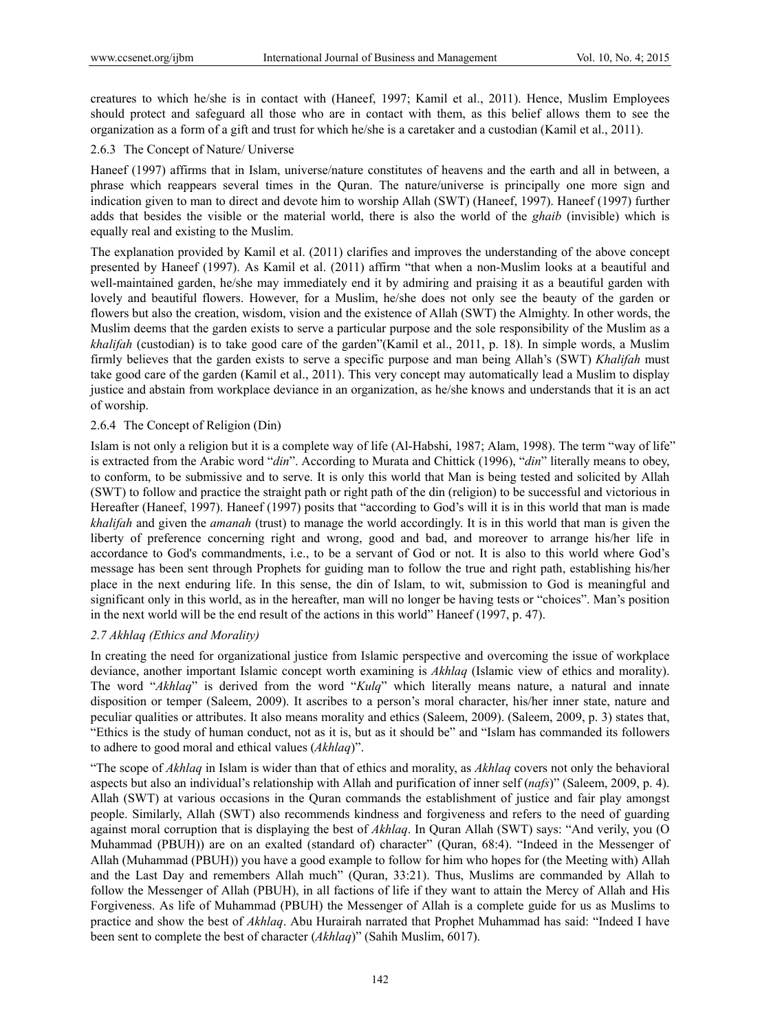creatures to which he/she is in contact with (Haneef, 1997; Kamil et al., 2011). Hence, Muslim Employees should protect and safeguard all those who are in contact with them, as this belief allows them to see the organization as a form of a gift and trust for which he/she is a caretaker and a custodian (Kamil et al., 2011).

### 2.6.3 The Concept of Nature/ Universe

Haneef (1997) affirms that in Islam, universe/nature constitutes of heavens and the earth and all in between, a phrase which reappears several times in the Quran. The nature/universe is principally one more sign and indication given to man to direct and devote him to worship Allah (SWT) (Haneef, 1997). Haneef (1997) further adds that besides the visible or the material world, there is also the world of the *ghaib* (invisible) which is equally real and existing to the Muslim.

The explanation provided by Kamil et al. (2011) clarifies and improves the understanding of the above concept presented by Haneef (1997). As Kamil et al. (2011) affirm "that when a non-Muslim looks at a beautiful and well-maintained garden, he/she may immediately end it by admiring and praising it as a beautiful garden with lovely and beautiful flowers. However, for a Muslim, he/she does not only see the beauty of the garden or flowers but also the creation, wisdom, vision and the existence of Allah (SWT) the Almighty. In other words, the Muslim deems that the garden exists to serve a particular purpose and the sole responsibility of the Muslim as a *khalifah* (custodian) is to take good care of the garden"(Kamil et al., 2011, p. 18). In simple words, a Muslim firmly believes that the garden exists to serve a specific purpose and man being Allah's (SWT) *Khalifah* must take good care of the garden (Kamil et al., 2011). This very concept may automatically lead a Muslim to display justice and abstain from workplace deviance in an organization, as he/she knows and understands that it is an act of worship.

### 2.6.4 The Concept of Religion (Din)

Islam is not only a religion but it is a complete way of life (Al-Habshi, 1987; Alam, 1998). The term "way of life" is extracted from the Arabic word "*din*". According to Murata and Chittick (1996), "*din*" literally means to obey, to conform, to be submissive and to serve. It is only this world that Man is being tested and solicited by Allah (SWT) to follow and practice the straight path or right path of the din (religion) to be successful and victorious in Hereafter (Haneef, 1997). Haneef (1997) posits that "according to God's will it is in this world that man is made *khalifah* and given the *amanah* (trust) to manage the world accordingly. It is in this world that man is given the liberty of preference concerning right and wrong, good and bad, and moreover to arrange his/her life in accordance to God's commandments, i.e., to be a servant of God or not. It is also to this world where God's message has been sent through Prophets for guiding man to follow the true and right path, establishing his/her place in the next enduring life. In this sense, the din of Islam, to wit, submission to God is meaningful and significant only in this world, as in the hereafter, man will no longer be having tests or "choices". Man's position in the next world will be the end result of the actions in this world" Haneef (1997, p. 47).

## *2.7 Akhlaq (Ethics and Morality)*

In creating the need for organizational justice from Islamic perspective and overcoming the issue of workplace deviance, another important Islamic concept worth examining is *Akhlaq* (Islamic view of ethics and morality). The word "*Akhlaq*" is derived from the word "*Kulq*" which literally means nature, a natural and innate disposition or temper (Saleem, 2009). It ascribes to a person's moral character, his/her inner state, nature and peculiar qualities or attributes. It also means morality and ethics (Saleem, 2009). (Saleem, 2009, p. 3) states that, "Ethics is the study of human conduct, not as it is, but as it should be" and "Islam has commanded its followers to adhere to good moral and ethical values (*Akhlaq*)".

"The scope of *Akhlaq* in Islam is wider than that of ethics and morality, as *Akhlaq* covers not only the behavioral aspects but also an individual's relationship with Allah and purification of inner self (*nafs*)" (Saleem, 2009, p. 4). Allah (SWT) at various occasions in the Quran commands the establishment of justice and fair play amongst people. Similarly, Allah (SWT) also recommends kindness and forgiveness and refers to the need of guarding against moral corruption that is displaying the best of *Akhlaq*. In Quran Allah (SWT) says: "And verily, you (O Muhammad (PBUH)) are on an exalted (standard of) character" (Quran, 68:4). "Indeed in the Messenger of Allah (Muhammad (PBUH)) you have a good example to follow for him who hopes for (the Meeting with) Allah and the Last Day and remembers Allah much" (Quran, 33:21). Thus, Muslims are commanded by Allah to follow the Messenger of Allah (PBUH), in all factions of life if they want to attain the Mercy of Allah and His Forgiveness. As life of Muhammad (PBUH) the Messenger of Allah is a complete guide for us as Muslims to practice and show the best of *Akhlaq*. Abu Hurairah narrated that Prophet Muhammad has said: "Indeed I have been sent to complete the best of character (*Akhlaq*)" (Sahih Muslim, 6017).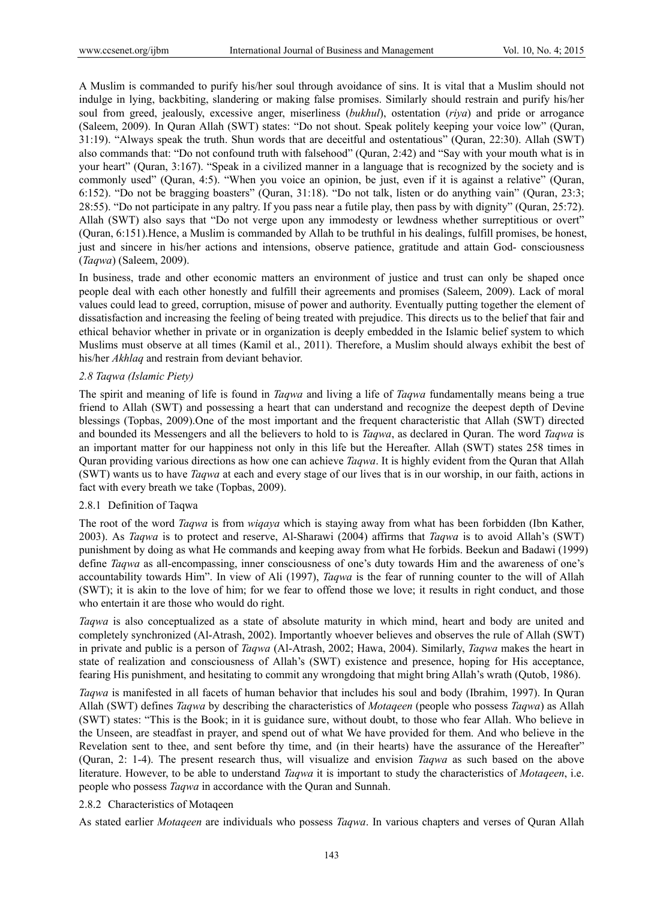A Muslim is commanded to purify his/her soul through avoidance of sins. It is vital that a Muslim should not indulge in lying, backbiting, slandering or making false promises. Similarly should restrain and purify his/her soul from greed, jealously, excessive anger, miserliness (*bukhul*), ostentation (*riya*) and pride or arrogance (Saleem, 2009). In Quran Allah (SWT) states: "Do not shout. Speak politely keeping your voice low" (Quran, 31:19). "Always speak the truth. Shun words that are deceitful and ostentatious" (Quran, 22:30). Allah (SWT) also commands that: "Do not confound truth with falsehood" (Quran, 2:42) and "Say with your mouth what is in your heart" (Quran, 3:167). "Speak in a civilized manner in a language that is recognized by the society and is commonly used" (Quran, 4:5). "When you voice an opinion, be just, even if it is against a relative" (Quran, 6:152). "Do not be bragging boasters" (Quran, 31:18). "Do not talk, listen or do anything vain" (Quran, 23:3; 28:55). "Do not participate in any paltry. If you pass near a futile play, then pass by with dignity" (Quran, 25:72). Allah (SWT) also says that "Do not verge upon any immodesty or lewdness whether surreptitious or overt" (Quran, 6:151).Hence, a Muslim is commanded by Allah to be truthful in his dealings, fulfill promises, be honest, just and sincere in his/her actions and intensions, observe patience, gratitude and attain God- consciousness (*Taqwa*) (Saleem, 2009).

In business, trade and other economic matters an environment of justice and trust can only be shaped once people deal with each other honestly and fulfill their agreements and promises (Saleem, 2009). Lack of moral values could lead to greed, corruption, misuse of power and authority. Eventually putting together the element of dissatisfaction and increasing the feeling of being treated with prejudice. This directs us to the belief that fair and ethical behavior whether in private or in organization is deeply embedded in the Islamic belief system to which Muslims must observe at all times (Kamil et al., 2011). Therefore, a Muslim should always exhibit the best of his/her *Akhlaq* and restrain from deviant behavior.

### *2.8 Taqwa (Islamic Piety)*

The spirit and meaning of life is found in *Taqwa* and living a life of *Taqwa* fundamentally means being a true friend to Allah (SWT) and possessing a heart that can understand and recognize the deepest depth of Devine blessings (Topbas, 2009).One of the most important and the frequent characteristic that Allah (SWT) directed and bounded its Messengers and all the believers to hold to is *Taqwa*, as declared in Quran. The word *Taqwa* is an important matter for our happiness not only in this life but the Hereafter. Allah (SWT) states 258 times in Quran providing various directions as how one can achieve *Taqwa*. It is highly evident from the Quran that Allah (SWT) wants us to have *Taqwa* at each and every stage of our lives that is in our worship, in our faith, actions in fact with every breath we take (Topbas, 2009).

#### 2.8.1 Definition of Taqwa

The root of the word *Taqwa* is from *wiqaya* which is staying away from what has been forbidden (Ibn Kather, 2003). As *Taqwa* is to protect and reserve, Al-Sharawi (2004) affirms that *Taqwa* is to avoid Allah's (SWT) punishment by doing as what He commands and keeping away from what He forbids. Beekun and Badawi (1999) define *Taqwa* as all-encompassing, inner consciousness of one's duty towards Him and the awareness of one's accountability towards Him". In view of Ali (1997), *Taqwa* is the fear of running counter to the will of Allah (SWT); it is akin to the love of him; for we fear to offend those we love; it results in right conduct, and those who entertain it are those who would do right.

*Taqwa* is also conceptualized as a state of absolute maturity in which mind, heart and body are united and completely synchronized (Al-Atrash, 2002). Importantly whoever believes and observes the rule of Allah (SWT) in private and public is a person of *Taqwa* (Al-Atrash, 2002; Hawa, 2004). Similarly, *Taqwa* makes the heart in state of realization and consciousness of Allah's (SWT) existence and presence, hoping for His acceptance, fearing His punishment, and hesitating to commit any wrongdoing that might bring Allah's wrath (Qutob, 1986).

*Taqwa* is manifested in all facets of human behavior that includes his soul and body (Ibrahim, 1997). In Quran Allah (SWT) defines *Taqwa* by describing the characteristics of *Motaqeen* (people who possess *Taqwa*) as Allah (SWT) states: "This is the Book; in it is guidance sure, without doubt, to those who fear Allah. Who believe in the Unseen, are steadfast in prayer, and spend out of what We have provided for them. And who believe in the Revelation sent to thee, and sent before thy time, and (in their hearts) have the assurance of the Hereafter" (Quran, 2: 1-4). The present research thus, will visualize and envision *Taqwa* as such based on the above literature. However, to be able to understand *Taqwa* it is important to study the characteristics of *Motaqeen*, i.e. people who possess *Taqwa* in accordance with the Quran and Sunnah.

#### 2.8.2 Characteristics of Motaqeen

As stated earlier *Motaqeen* are individuals who possess *Taqwa*. In various chapters and verses of Quran Allah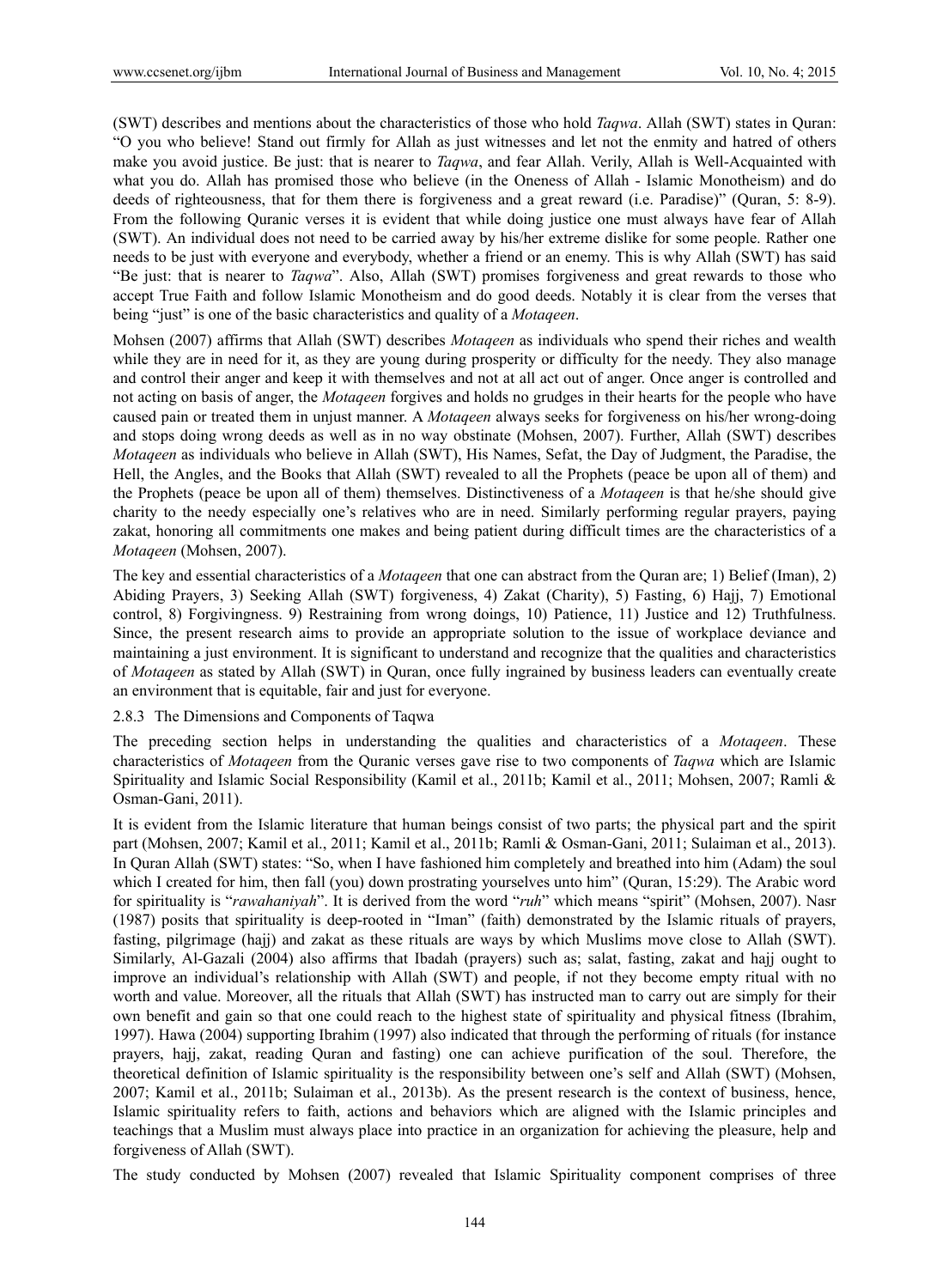(SWT) describes and mentions about the characteristics of those who hold *Taqwa*. Allah (SWT) states in Quran: "O you who believe! Stand out firmly for Allah as just witnesses and let not the enmity and hatred of others make you avoid justice. Be just: that is nearer to *Taqwa*, and fear Allah. Verily, Allah is Well-Acquainted with what you do. Allah has promised those who believe (in the Oneness of Allah - Islamic Monotheism) and do deeds of righteousness, that for them there is forgiveness and a great reward (i.e. Paradise)" (Quran, 5: 8-9). From the following Quranic verses it is evident that while doing justice one must always have fear of Allah (SWT). An individual does not need to be carried away by his/her extreme dislike for some people. Rather one needs to be just with everyone and everybody, whether a friend or an enemy. This is why Allah (SWT) has said "Be just: that is nearer to *Taqwa*". Also, Allah (SWT) promises forgiveness and great rewards to those who accept True Faith and follow Islamic Monotheism and do good deeds. Notably it is clear from the verses that being "just" is one of the basic characteristics and quality of a *Motaqeen*.

Mohsen (2007) affirms that Allah (SWT) describes *Motaqeen* as individuals who spend their riches and wealth while they are in need for it, as they are young during prosperity or difficulty for the needy. They also manage and control their anger and keep it with themselves and not at all act out of anger. Once anger is controlled and not acting on basis of anger, the *Motaqeen* forgives and holds no grudges in their hearts for the people who have caused pain or treated them in unjust manner. A *Motaqeen* always seeks for forgiveness on his/her wrong-doing and stops doing wrong deeds as well as in no way obstinate (Mohsen, 2007). Further, Allah (SWT) describes *Motaqeen* as individuals who believe in Allah (SWT), His Names, Sefat, the Day of Judgment, the Paradise, the Hell, the Angles, and the Books that Allah (SWT) revealed to all the Prophets (peace be upon all of them) and the Prophets (peace be upon all of them) themselves. Distinctiveness of a *Motaqeen* is that he/she should give charity to the needy especially one's relatives who are in need. Similarly performing regular prayers, paying zakat, honoring all commitments one makes and being patient during difficult times are the characteristics of a *Motaqeen* (Mohsen, 2007).

The key and essential characteristics of a *Motaqeen* that one can abstract from the Quran are; 1) Belief (Iman), 2) Abiding Prayers, 3) Seeking Allah (SWT) forgiveness, 4) Zakat (Charity), 5) Fasting, 6) Hajj, 7) Emotional control, 8) Forgivingness. 9) Restraining from wrong doings, 10) Patience, 11) Justice and 12) Truthfulness. Since, the present research aims to provide an appropriate solution to the issue of workplace deviance and maintaining a just environment. It is significant to understand and recognize that the qualities and characteristics of *Motaqeen* as stated by Allah (SWT) in Quran, once fully ingrained by business leaders can eventually create an environment that is equitable, fair and just for everyone.

### 2.8.3 The Dimensions and Components of Taqwa

The preceding section helps in understanding the qualities and characteristics of a *Motaqeen*. These characteristics of *Motaqeen* from the Quranic verses gave rise to two components of *Taqwa* which are Islamic Spirituality and Islamic Social Responsibility (Kamil et al., 2011b; Kamil et al., 2011; Mohsen, 2007; Ramli & Osman-Gani, 2011).

It is evident from the Islamic literature that human beings consist of two parts; the physical part and the spirit part (Mohsen, 2007; Kamil et al., 2011; Kamil et al., 2011b; Ramli & Osman-Gani, 2011; Sulaiman et al., 2013). In Quran Allah (SWT) states: "So, when I have fashioned him completely and breathed into him (Adam) the soul which I created for him, then fall (you) down prostrating yourselves unto him" (Quran, 15:29). The Arabic word for spirituality is "*rawahaniyah*". It is derived from the word "*ruh*" which means "spirit" (Mohsen, 2007). Nasr (1987) posits that spirituality is deep-rooted in "Iman" (faith) demonstrated by the Islamic rituals of prayers, fasting, pilgrimage (hajj) and zakat as these rituals are ways by which Muslims move close to Allah (SWT). Similarly, Al-Gazali (2004) also affirms that Ibadah (prayers) such as; salat, fasting, zakat and hajj ought to improve an individual's relationship with Allah (SWT) and people, if not they become empty ritual with no worth and value. Moreover, all the rituals that Allah (SWT) has instructed man to carry out are simply for their own benefit and gain so that one could reach to the highest state of spirituality and physical fitness (Ibrahim, 1997). Hawa (2004) supporting Ibrahim (1997) also indicated that through the performing of rituals (for instance prayers, hajj, zakat, reading Quran and fasting) one can achieve purification of the soul. Therefore, the theoretical definition of Islamic spirituality is the responsibility between one's self and Allah (SWT) (Mohsen, 2007; Kamil et al., 2011b; Sulaiman et al., 2013b). As the present research is the context of business, hence, Islamic spirituality refers to faith, actions and behaviors which are aligned with the Islamic principles and teachings that a Muslim must always place into practice in an organization for achieving the pleasure, help and forgiveness of Allah (SWT).

The study conducted by Mohsen (2007) revealed that Islamic Spirituality component comprises of three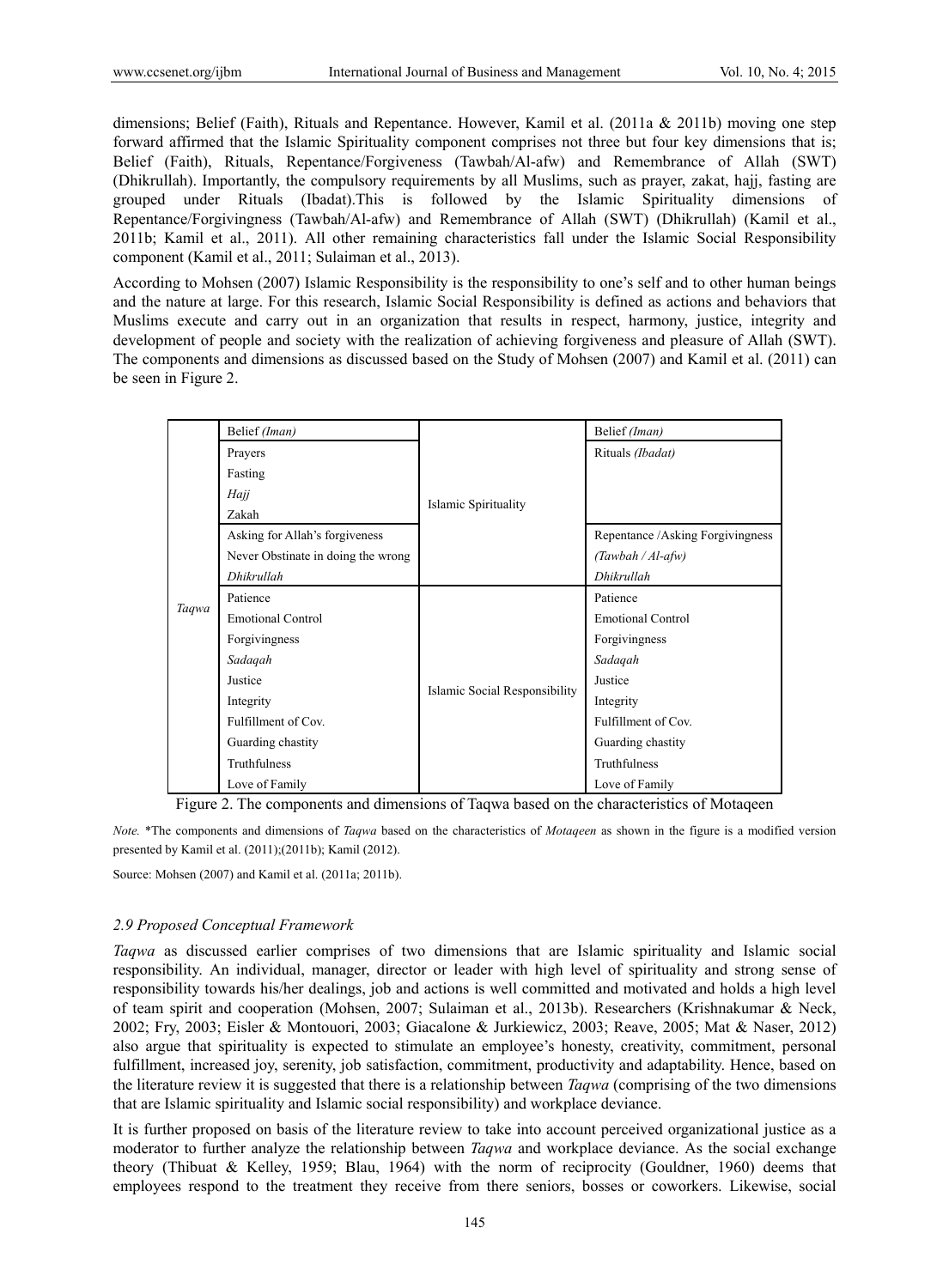dimensions; Belief (Faith), Rituals and Repentance. However, Kamil et al. (2011a & 2011b) moving one step forward affirmed that the Islamic Spirituality component comprises not three but four key dimensions that is; Belief (Faith), Rituals, Repentance/Forgiveness (Tawbah/Al-afw) and Remembrance of Allah (SWT) (Dhikrullah). Importantly, the compulsory requirements by all Muslims, such as prayer, zakat, hajj, fasting are grouped under Rituals (Ibadat).This is followed by the Islamic Spirituality dimensions of Repentance/Forgivingness (Tawbah/Al-afw) and Remembrance of Allah (SWT) (Dhikrullah) (Kamil et al., 2011b; Kamil et al., 2011). All other remaining characteristics fall under the Islamic Social Responsibility component (Kamil et al., 2011; Sulaiman et al., 2013).

According to Mohsen (2007) Islamic Responsibility is the responsibility to one's self and to other human beings and the nature at large. For this research, Islamic Social Responsibility is defined as actions and behaviors that Muslims execute and carry out in an organization that results in respect, harmony, justice, integrity and development of people and society with the realization of achieving forgiveness and pleasure of Allah (SWT). The components and dimensions as discussed based on the Study of Mohsen (2007) and Kamil et al. (2011) can be seen in Figure 2.

| | | | |
|---|---|---|---|
| *Taqwa* | Belief *(Iman)* | Islamic Spirituality | Belief *(Iman)* |
| | Prayers<br>Fasting<br>*Hajj*<br>Zakah | | Rituals *(Ibadat)* |
| | Asking for Allah's forgiveness<br>Never Obstinate in doing the wrong | | Repentance /Asking Forgivingness<br>*(Tawbah / Al-afw)* |
| | *Dhikrullah* | | *Dhikrullah* |
| | Patience<br>Emotional Control<br>Forgivingness<br>*Sadaqah*<br>Justice<br>Integrity<br>Fulfillment of Cov.<br>Guarding chastity<br>Truthfulness<br>Love of Family | Islamic Social Responsibility | Patience<br>Emotional Control<br>Forgivingness<br>*Sadaqah*<br>Justice<br>Integrity<br>Fulfillment of Cov.<br>Guarding chastity<br>Truthfulness<br>Love of Family |

Figure 2. The components and dimensions of Taqwa based on the characteristics of Motaqeen

*Note.* *The components and dimensions of *Taqwa* based on the characteristics of *Motaqeen* as shown in the figure is a modified version presented by Kamil et al. (2011);(2011b); Kamil (2012).

Source: Mohsen (2007) and Kamil et al. (2011a; 2011b).

### *2.9 Proposed Conceptual Framework*

*Taqwa* as discussed earlier comprises of two dimensions that are Islamic spirituality and Islamic social responsibility. An individual, manager, director or leader with high level of spirituality and strong sense of responsibility towards his/her dealings, job and actions is well committed and motivated and holds a high level of team spirit and cooperation (Mohsen, 2007; Sulaiman et al., 2013b). Researchers (Krishnakumar & Neck, 2002; Fry, 2003; Eisler & Montouori, 2003; Giacalone & Jurkiewicz, 2003; Reave, 2005; Mat & Naser, 2012) also argue that spirituality is expected to stimulate an employee's honesty, creativity, commitment, personal fulfillment, increased joy, serenity, job satisfaction, commitment, productivity and adaptability. Hence, based on the literature review it is suggested that there is a relationship between *Taqwa* (comprising of the two dimensions that are Islamic spirituality and Islamic social responsibility) and workplace deviance.

It is further proposed on basis of the literature review to take into account perceived organizational justice as a moderator to further analyze the relationship between *Taqwa* and workplace deviance. As the social exchange theory (Thibuat & Kelley, 1959; Blau, 1964) with the norm of reciprocity (Gouldner, 1960) deems that employees respond to the treatment they receive from there seniors, bosses or coworkers. Likewise, social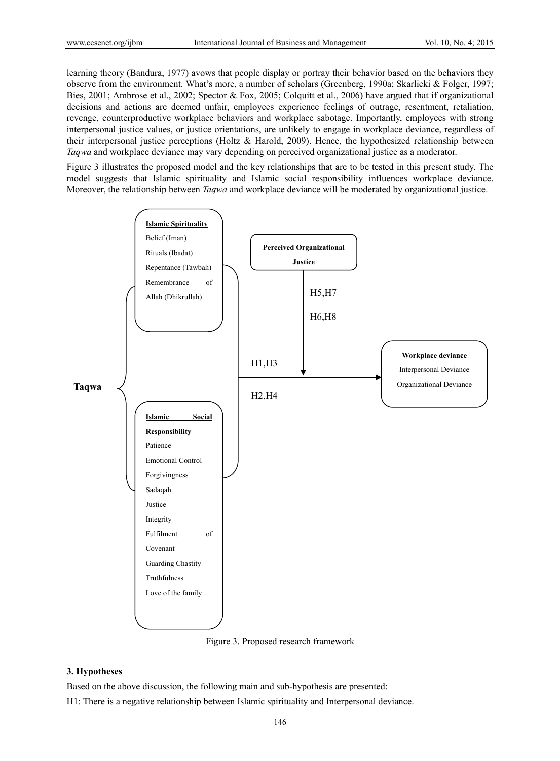learning theory (Bandura, 1977) avows that people display or portray their behavior based on the behaviors they observe from the environment. What's more, a number of scholars (Greenberg, 1990a; Skarlicki & Folger, 1997; Bies, 2001; Ambrose et al., 2002; Spector & Fox, 2005; Colquitt et al., 2006) have argued that if organizational decisions and actions are deemed unfair, employees experience feelings of outrage, resentment, retaliation, revenge, counterproductive workplace behaviors and workplace sabotage. Importantly, employees with strong interpersonal justice values, or justice orientations, are unlikely to engage in workplace deviance, regardless of their interpersonal justice perceptions (Holtz & Harold, 2009). Hence, the hypothesized relationship between *Taqwa* and workplace deviance may vary depending on perceived organizational justice as a moderator.

Figure 3 illustrates the proposed model and the key relationships that are to be tested in this present study. The model suggests that Islamic spirituality and Islamic social responsibility influences workplace deviance. Moreover, the relationship between *Taqwa* and workplace deviance will be moderated by organizational justice.

Taqwa

Islamic Spirituality
Belief (Iman)
Rituals (Ibadat)
Repentance (Tawbah)
Remembrance of Allah (Dhikrullah)

Islamic Social Responsibility
Patience
Emotional Control
Forgivingness
Sadaqah
Justice
Integrity
Fulfilment of Covenant
Guarding Chastity
Truthfulness
Love of the family

Perceived Organizational Justice

H5,H7
H6,H8

H1,H3
H2,H4

Workplace deviance
Interpersonal Deviance
Organizational Deviance

Figure 3. Proposed research framework

### 3. Hypotheses

Based on the above discussion, the following main and sub-hypothesis are presented:

H1: There is a negative relationship between Islamic spirituality and Interpersonal deviance.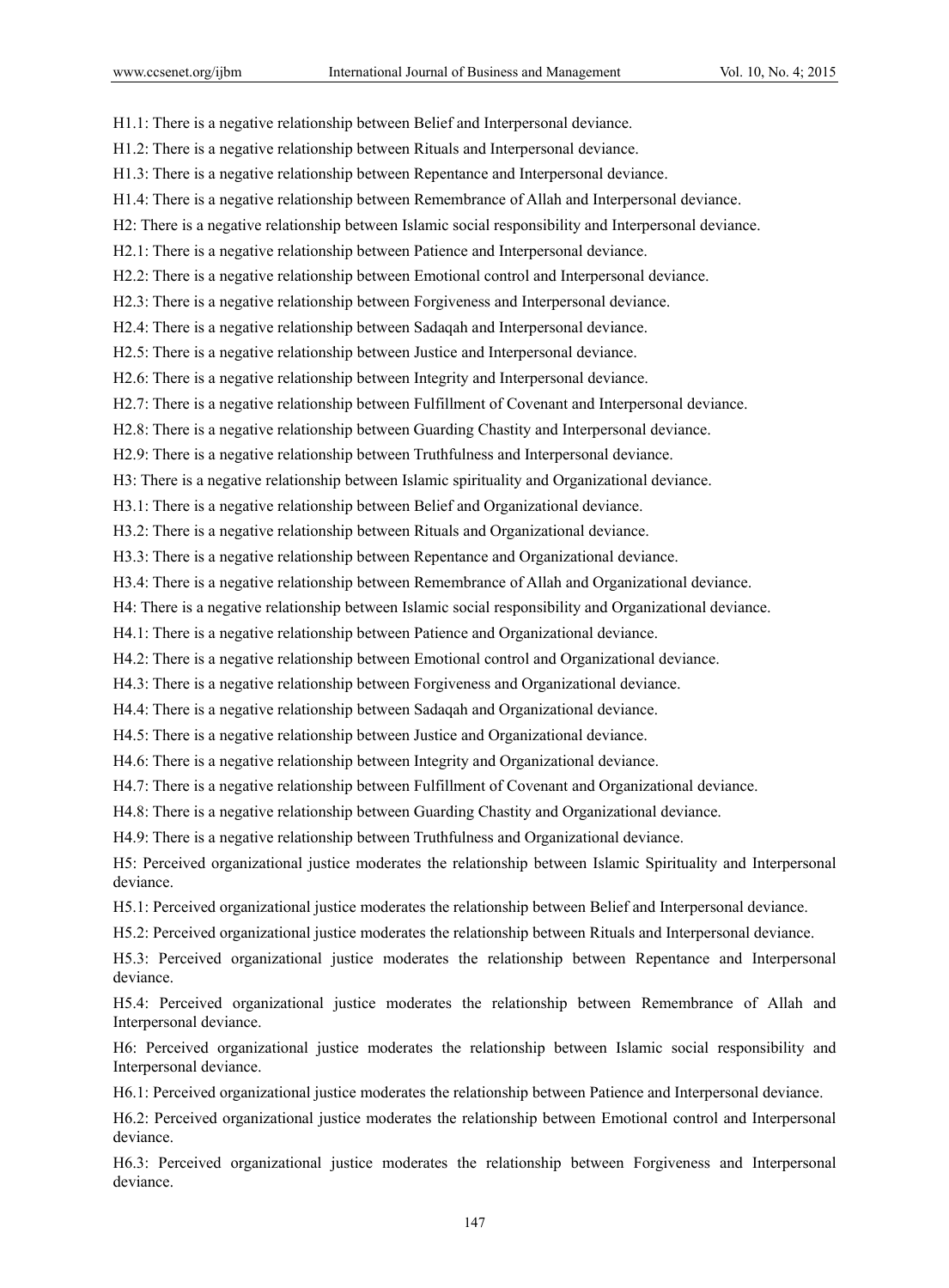H1.1: There is a negative relationship between Belief and Interpersonal deviance.

H1.2: There is a negative relationship between Rituals and Interpersonal deviance.

H1.3: There is a negative relationship between Repentance and Interpersonal deviance.

H1.4: There is a negative relationship between Remembrance of Allah and Interpersonal deviance.

H2: There is a negative relationship between Islamic social responsibility and Interpersonal deviance.

H2.1: There is a negative relationship between Patience and Interpersonal deviance.

H2.2: There is a negative relationship between Emotional control and Interpersonal deviance.

H2.3: There is a negative relationship between Forgiveness and Interpersonal deviance.

H2.4: There is a negative relationship between Sadaqah and Interpersonal deviance.

H2.5: There is a negative relationship between Justice and Interpersonal deviance.

H2.6: There is a negative relationship between Integrity and Interpersonal deviance.

H2.7: There is a negative relationship between Fulfillment of Covenant and Interpersonal deviance.

H2.8: There is a negative relationship between Guarding Chastity and Interpersonal deviance.

H2.9: There is a negative relationship between Truthfulness and Interpersonal deviance.

H3: There is a negative relationship between Islamic spirituality and Organizational deviance.

H3.1: There is a negative relationship between Belief and Organizational deviance.

H3.2: There is a negative relationship between Rituals and Organizational deviance.

H3.3: There is a negative relationship between Repentance and Organizational deviance.

H3.4: There is a negative relationship between Remembrance of Allah and Organizational deviance.

H4: There is a negative relationship between Islamic social responsibility and Organizational deviance.

H4.1: There is a negative relationship between Patience and Organizational deviance.

H4.2: There is a negative relationship between Emotional control and Organizational deviance.

H4.3: There is a negative relationship between Forgiveness and Organizational deviance.

H4.4: There is a negative relationship between Sadaqah and Organizational deviance.

H4.5: There is a negative relationship between Justice and Organizational deviance.

H4.6: There is a negative relationship between Integrity and Organizational deviance.

H4.7: There is a negative relationship between Fulfillment of Covenant and Organizational deviance.

H4.8: There is a negative relationship between Guarding Chastity and Organizational deviance.

H4.9: There is a negative relationship between Truthfulness and Organizational deviance.

H5: Perceived organizational justice moderates the relationship between Islamic Spirituality and Interpersonal deviance.

H5.1: Perceived organizational justice moderates the relationship between Belief and Interpersonal deviance.

H5.2: Perceived organizational justice moderates the relationship between Rituals and Interpersonal deviance.

H5.3: Perceived organizational justice moderates the relationship between Repentance and Interpersonal deviance.

H5.4: Perceived organizational justice moderates the relationship between Remembrance of Allah and Interpersonal deviance.

H6: Perceived organizational justice moderates the relationship between Islamic social responsibility and Interpersonal deviance.

H6.1: Perceived organizational justice moderates the relationship between Patience and Interpersonal deviance.

H6.2: Perceived organizational justice moderates the relationship between Emotional control and Interpersonal deviance.

H6.3: Perceived organizational justice moderates the relationship between Forgiveness and Interpersonal deviance.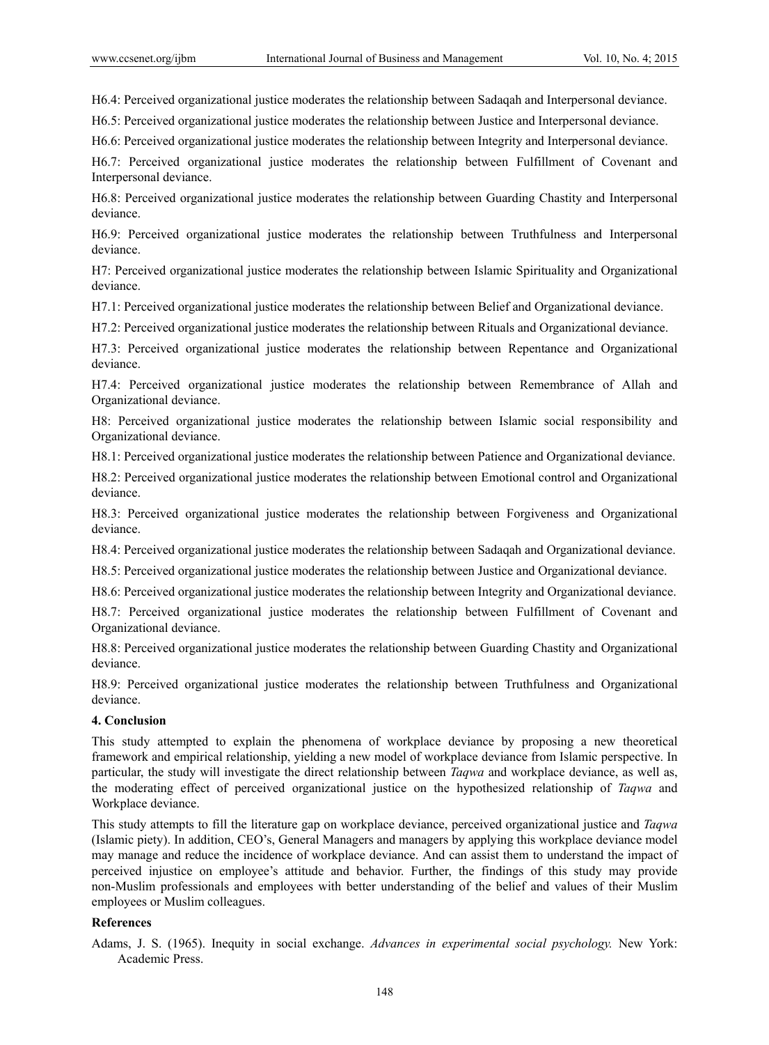H6.4: Perceived organizational justice moderates the relationship between Sadaqah and Interpersonal deviance.

H6.5: Perceived organizational justice moderates the relationship between Justice and Interpersonal deviance.

H6.6: Perceived organizational justice moderates the relationship between Integrity and Interpersonal deviance.

H6.7: Perceived organizational justice moderates the relationship between Fulfillment of Covenant and Interpersonal deviance.

H6.8: Perceived organizational justice moderates the relationship between Guarding Chastity and Interpersonal deviance.

H6.9: Perceived organizational justice moderates the relationship between Truthfulness and Interpersonal deviance.

H7: Perceived organizational justice moderates the relationship between Islamic Spirituality and Organizational deviance.

H7.1: Perceived organizational justice moderates the relationship between Belief and Organizational deviance.

H7.2: Perceived organizational justice moderates the relationship between Rituals and Organizational deviance.

H7.3: Perceived organizational justice moderates the relationship between Repentance and Organizational deviance.

H7.4: Perceived organizational justice moderates the relationship between Remembrance of Allah and Organizational deviance.

H8: Perceived organizational justice moderates the relationship between Islamic social responsibility and Organizational deviance.

H8.1: Perceived organizational justice moderates the relationship between Patience and Organizational deviance.

H8.2: Perceived organizational justice moderates the relationship between Emotional control and Organizational deviance.

H8.3: Perceived organizational justice moderates the relationship between Forgiveness and Organizational deviance.

H8.4: Perceived organizational justice moderates the relationship between Sadaqah and Organizational deviance.

H8.5: Perceived organizational justice moderates the relationship between Justice and Organizational deviance.

H8.6: Perceived organizational justice moderates the relationship between Integrity and Organizational deviance.

H8.7: Perceived organizational justice moderates the relationship between Fulfillment of Covenant and Organizational deviance.

H8.8: Perceived organizational justice moderates the relationship between Guarding Chastity and Organizational deviance.

H8.9: Perceived organizational justice moderates the relationship between Truthfulness and Organizational deviance.

## 4. Conclusion

This study attempted to explain the phenomena of workplace deviance by proposing a new theoretical framework and empirical relationship, yielding a new model of workplace deviance from Islamic perspective. In particular, the study will investigate the direct relationship between *Taqwa* and workplace deviance, as well as, the moderating effect of perceived organizational justice on the hypothesized relationship of *Taqwa* and Workplace deviance.

This study attempts to fill the literature gap on workplace deviance, perceived organizational justice and *Taqwa* (Islamic piety). In addition, CEO's, General Managers and managers by applying this workplace deviance model may manage and reduce the incidence of workplace deviance. And can assist them to understand the impact of perceived injustice on employee's attitude and behavior. Further, the findings of this study may provide non-Muslim professionals and employees with better understanding of the belief and values of their Muslim employees or Muslim colleagues.

## References

Adams, J. S. (1965). Inequity in social exchange. *Advances in experimental social psychology.* New York: Academic Press.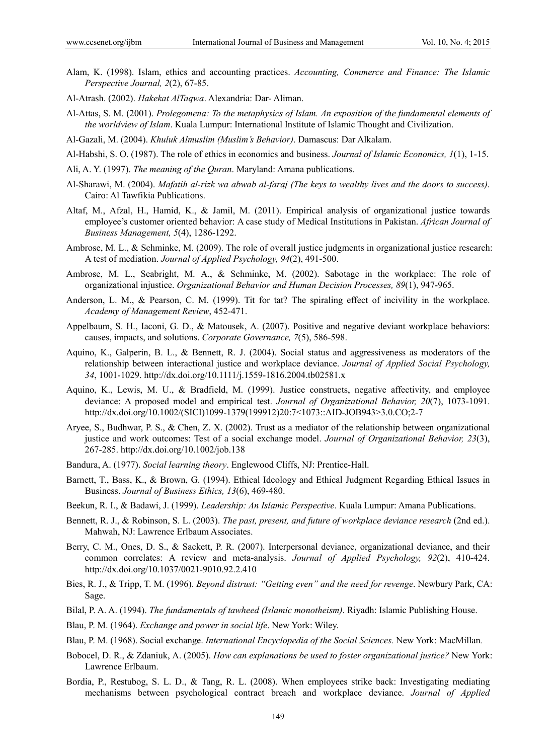Alam, K. (1998). Islam, ethics and accounting practices. *Accounting, Commerce and Finance: The Islamic Perspective Journal, 2*(2), 67-85.

Al-Atrash. (2002). *Hakekat AlTaqwa*. Alexandria: Dar- Aliman.

Al-Attas, S. M. (2001). *Prolegomena: To the metaphysics of Islam. An exposition of the fundamental elements of the worldview of Islam*. Kuala Lumpur: International Institute of Islamic Thought and Civilization.

Al-Gazali, M. (2004). *Khuluk Almuslim (Muslim's Behavior)*. Damascus: Dar Alkalam.

Al-Habshi, S. O. (1987). The role of ethics in economics and business. *Journal of Islamic Economics, 1*(1), 1-15.

Ali, A. Y. (1997). *The meaning of the Quran*. Maryland: Amana publications.

Al-Sharawi, M. (2004). *Mafatih al-rizk wa abwab al-faraj (The keys to wealthy lives and the doors to success)*. Cairo: Al Tawfikia Publications.

Altaf, M., Afzal, H., Hamid, K., & Jamil, M. (2011). Empirical analysis of organizational justice towards employee's customer oriented behavior: A case study of Medical Institutions in Pakistan. *African Journal of Business Management, 5*(4), 1286-1292.

Ambrose, M. L., & Schminke, M. (2009). The role of overall justice judgments in organizational justice research: A test of mediation. *Journal of Applied Psychology, 94*(2), 491-500.

Ambrose, M. L., Seabright, M. A., & Schminke, M. (2002). Sabotage in the workplace: The role of organizational injustice. *Organizational Behavior and Human Decision Processes, 89*(1), 947-965.

Anderson, L. M., & Pearson, C. M. (1999). Tit for tat? The spiraling effect of incivility in the workplace. *Academy of Management Review*, 452-471.

Appelbaum, S. H., Iaconi, G. D., & Matousek, A. (2007). Positive and negative deviant workplace behaviors: causes, impacts, and solutions. *Corporate Governance, 7*(5), 586-598.

Aquino, K., Galperin, B. L., & Bennett, R. J. (2004). Social status and aggressiveness as moderators of the relationship between interactional justice and workplace deviance. *Journal of Applied Social Psychology, 34*, 1001-1029. http://dx.doi.org/10.1111/j.1559-1816.2004.tb02581.x

Aquino, K., Lewis, M. U., & Bradfield, M. (1999). Justice constructs, negative affectivity, and employee deviance: A proposed model and empirical test. *Journal of Organizational Behavior, 20*(7), 1073-1091. http://dx.doi.org/10.1002/(SICI)1099-1379(199912)20:7<1073::AID-JOB943>3.0.CO;2-7

Aryee, S., Budhwar, P. S., & Chen, Z. X. (2002). Trust as a mediator of the relationship between organizational justice and work outcomes: Test of a social exchange model. *Journal of Organizational Behavior, 23*(3), 267-285. http://dx.doi.org/10.1002/job.138

Bandura, A. (1977). *Social learning theory*. Englewood Cliffs, NJ: Prentice-Hall.

Barnett, T., Bass, K., & Brown, G. (1994). Ethical Ideology and Ethical Judgment Regarding Ethical Issues in Business. *Journal of Business Ethics, 13*(6), 469-480.

Beekun, R. I., & Badawi, J. (1999). *Leadership: An Islamic Perspective*. Kuala Lumpur: Amana Publications.

Bennett, R. J., & Robinson, S. L. (2003). *The past, present, and future of workplace deviance research* (2nd ed.). Mahwah, NJ: Lawrence Erlbaum Associates.

Berry, C. M., Ones, D. S., & Sackett, P. R. (2007). Interpersonal deviance, organizational deviance, and their common correlates: A review and meta-analysis. *Journal of Applied Psychology, 92*(2), 410-424. http://dx.doi.org/10.1037/0021-9010.92.2.410

Bies, R. J., & Tripp, T. M. (1996). *Beyond distrust: "Getting even" and the need for revenge*. Newbury Park, CA: Sage.

Bilal, P. A. A. (1994). *The fundamentals of tawheed (Islamic monotheism)*. Riyadh: Islamic Publishing House.

Blau, P. M. (1964). *Exchange and power in social life*. New York: Wiley.

Blau, P. M. (1968). Social exchange. *International Encyclopedia of the Social Sciences.* New York: MacMillan*.*

Bobocel, D. R., & Zdaniuk, A. (2005). *How can explanations be used to foster organizational justice?* New York: Lawrence Erlbaum.

Bordia, P., Restubog, S. L. D., & Tang, R. L. (2008). When employees strike back: Investigating mediating mechanisms between psychological contract breach and workplace deviance. *Journal of Applied*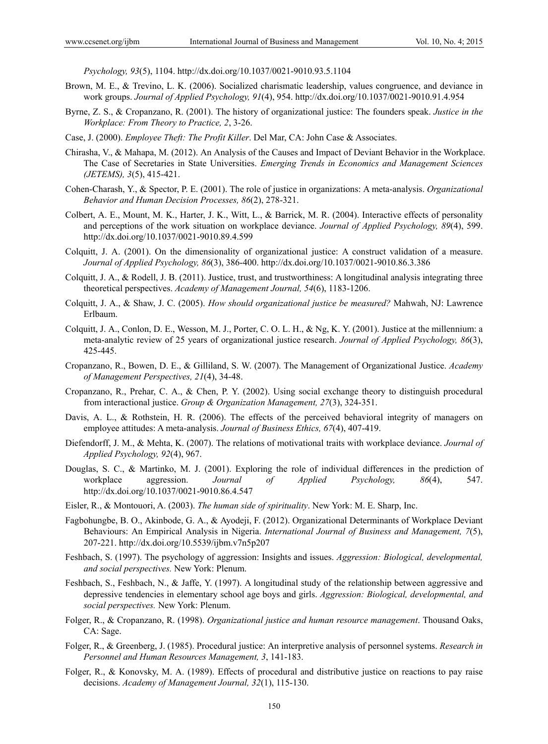*Psychology, 93*(5), 1104. http://dx.doi.org/10.1037/0021-9010.93.5.1104

Brown, M. E., & Trevino, L. K. (2006). Socialized charismatic leadership, values congruence, and deviance in work groups. *Journal of Applied Psychology, 91*(4), 954. http://dx.doi.org/10.1037/0021-9010.91.4.954

Byrne, Z. S., & Cropanzano, R. (2001). The history of organizational justice: The founders speak. *Justice in the Workplace: From Theory to Practice, 2*, 3-26.

Case, J. (2000). *Employee Theft: The Profit Killer*. Del Mar, CA: John Case & Associates.

Chirasha, V., & Mahapa, M. (2012). An Analysis of the Causes and Impact of Deviant Behavior in the Workplace. The Case of Secretaries in State Universities. *Emerging Trends in Economics and Management Sciences (JETEMS), 3*(5), 415-421.

Cohen-Charash, Y., & Spector, P. E. (2001). The role of justice in organizations: A meta-analysis. *Organizational Behavior and Human Decision Processes, 86*(2), 278-321.

Colbert, A. E., Mount, M. K., Harter, J. K., Witt, L., & Barrick, M. R. (2004). Interactive effects of personality and perceptions of the work situation on workplace deviance. *Journal of Applied Psychology, 89*(4), 599. http://dx.doi.org/10.1037/0021-9010.89.4.599

Colquitt, J. A. (2001). On the dimensionality of organizational justice: A construct validation of a measure. *Journal of Applied Psychology, 86*(3), 386-400. http://dx.doi.org/10.1037/0021-9010.86.3.386

Colquitt, J. A., & Rodell, J. B. (2011). Justice, trust, and trustworthiness: A longitudinal analysis integrating three theoretical perspectives. *Academy of Management Journal, 54*(6), 1183-1206.

Colquitt, J. A., & Shaw, J. C. (2005). *How should organizational justice be measured?* Mahwah, NJ: Lawrence Erlbaum.

Colquitt, J. A., Conlon, D. E., Wesson, M. J., Porter, C. O. L. H., & Ng, K. Y. (2001). Justice at the millennium: a meta-analytic review of 25 years of organizational justice research. *Journal of Applied Psychology, 86*(3), 425-445.

Cropanzano, R., Bowen, D. E., & Gilliland, S. W. (2007). The Management of Organizational Justice. *Academy of Management Perspectives, 21*(4), 34-48.

Cropanzano, R., Prehar, C. A., & Chen, P. Y. (2002). Using social exchange theory to distinguish procedural from interactional justice. *Group & Organization Management, 27*(3), 324-351.

Davis, A. L., & Rothstein, H. R. (2006). The effects of the perceived behavioral integrity of managers on employee attitudes: A meta-analysis. *Journal of Business Ethics, 67*(4), 407-419.

Diefendorff, J. M., & Mehta, K. (2007). The relations of motivational traits with workplace deviance. *Journal of Applied Psychology, 92*(4), 967.

Douglas, S. C., & Martinko, M. J. (2001). Exploring the role of individual differences in the prediction of workplace aggression. *Journal of Applied Psychology, 86*(4), 547. http://dx.doi.org/10.1037/0021-9010.86.4.547

Eisler, R., & Montouori, A. (2003). *The human side of spirituality*. New York: M. E. Sharp, Inc.

Fagbohungbe, B. O., Akinbode, G. A., & Ayodeji, F. (2012). Organizational Determinants of Workplace Deviant Behaviours: An Empirical Analysis in Nigeria. *International Journal of Business and Management, 7*(5), 207-221. http://dx.doi.org/10.5539/ijbm.v7n5p207

Feshbach, S. (1997). The psychology of aggression: Insights and issues. *Aggression: Biological, developmental, and social perspectives.* New York: Plenum.

Feshbach, S., Feshbach, N., & Jaffe, Y. (1997). A longitudinal study of the relationship between aggressive and depressive tendencies in elementary school age boys and girls. *Aggression: Biological, developmental, and social perspectives.* New York: Plenum.

Folger, R., & Cropanzano, R. (1998). *Organizational justice and human resource management*. Thousand Oaks, CA: Sage.

Folger, R., & Greenberg, J. (1985). Procedural justice: An interpretive analysis of personnel systems. *Research in Personnel and Human Resources Management, 3*, 141-183.

Folger, R., & Konovsky, M. A. (1989). Effects of procedural and distributive justice on reactions to pay raise decisions. *Academy of Management Journal, 32*(1), 115-130.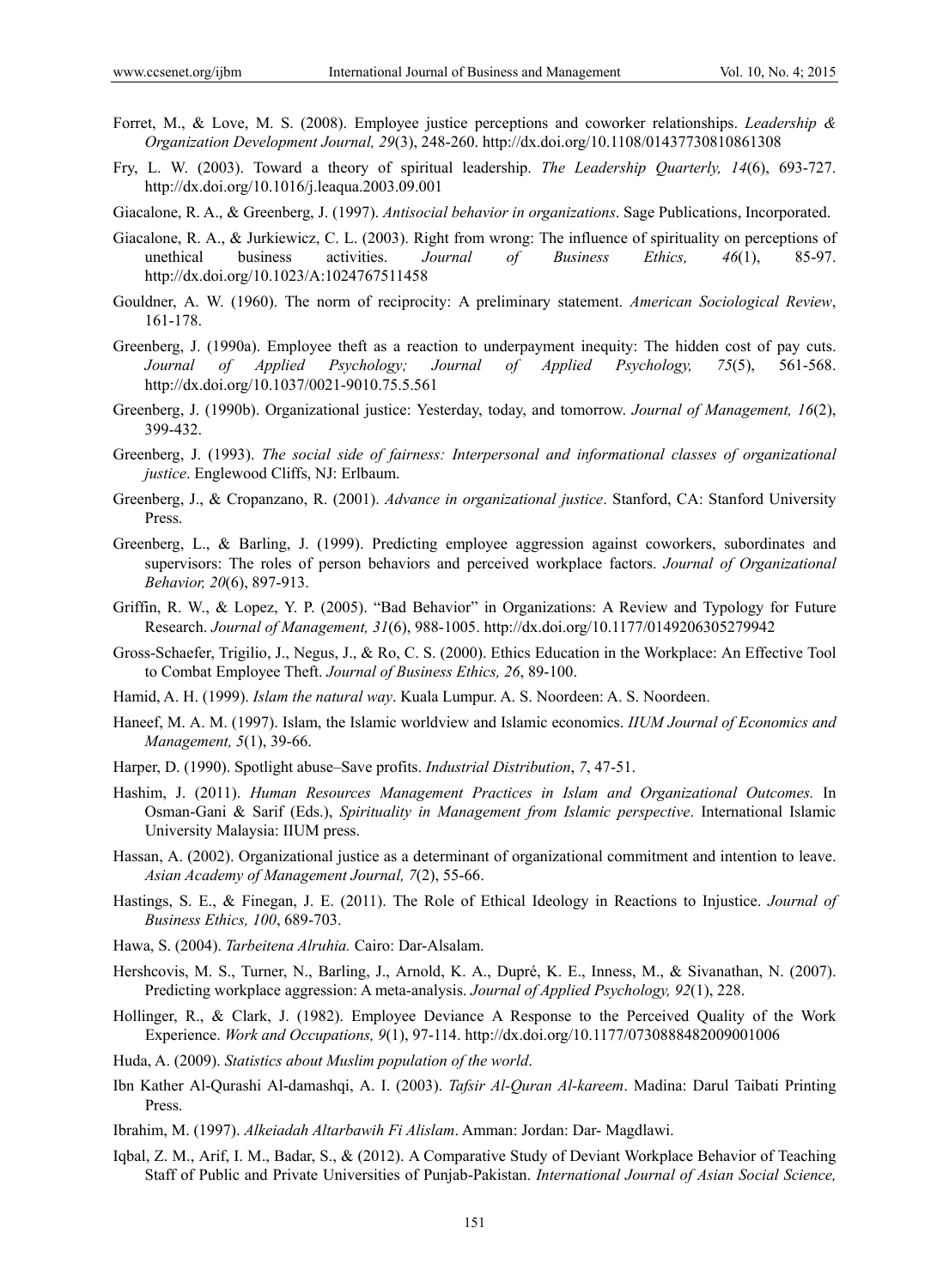Forret, M., & Love, M. S. (2008). Employee justice perceptions and coworker relationships. *Leadership & Organization Development Journal, 29*(3), 248-260. http://dx.doi.org/10.1108/01437730810861308

Fry, L. W. (2003). Toward a theory of spiritual leadership. *The Leadership Quarterly, 14*(6), 693-727. http://dx.doi.org/10.1016/j.leaqua.2003.09.001

Giacalone, R. A., & Greenberg, J. (1997). *Antisocial behavior in organizations*. Sage Publications, Incorporated.

Giacalone, R. A., & Jurkiewicz, C. L. (2003). Right from wrong: The influence of spirituality on perceptions of unethical business activities. *Journal of Business Ethics, 46*(1), 85-97. http://dx.doi.org/10.1023/A:1024767511458

Gouldner, A. W. (1960). The norm of reciprocity: A preliminary statement. *American Sociological Review*, 161-178.

Greenberg, J. (1990a). Employee theft as a reaction to underpayment inequity: The hidden cost of pay cuts. *Journal of Applied Psychology; Journal of Applied Psychology, 75*(5), 561-568. http://dx.doi.org/10.1037/0021-9010.75.5.561

Greenberg, J. (1990b). Organizational justice: Yesterday, today, and tomorrow. *Journal of Management, 16*(2), 399-432.

Greenberg, J. (1993). *The social side of fairness: Interpersonal and informational classes of organizational justice*. Englewood Cliffs, NJ: Erlbaum.

Greenberg, J., & Cropanzano, R. (2001). *Advance in organizational justice*. Stanford, CA: Stanford University Press.

Greenberg, L., & Barling, J. (1999). Predicting employee aggression against coworkers, subordinates and supervisors: The roles of person behaviors and perceived workplace factors. *Journal of Organizational Behavior, 20*(6), 897-913.

Griffin, R. W., & Lopez, Y. P. (2005). "Bad Behavior" in Organizations: A Review and Typology for Future Research. *Journal of Management, 31*(6), 988-1005. http://dx.doi.org/10.1177/0149206305279942

Gross-Schaefer, Trigilio, J., Negus, J., & Ro, C. S. (2000). Ethics Education in the Workplace: An Effective Tool to Combat Employee Theft. *Journal of Business Ethics, 26*, 89-100.

Hamid, A. H. (1999). *Islam the natural way*. Kuala Lumpur. A. S. Noordeen: A. S. Noordeen.

Haneef, M. A. M. (1997). Islam, the Islamic worldview and Islamic economics. *IIUM Journal of Economics and Management, 5*(1), 39-66.

Harper, D. (1990). Spotlight abuse–Save profits. *Industrial Distribution*, *7*, 47-51.

Hashim, J. (2011). *Human Resources Management Practices in Islam and Organizational Outcomes.* In Osman-Gani & Sarif (Eds.), *Spirituality in Management from Islamic perspective*. International Islamic University Malaysia: IIUM press.

Hassan, A. (2002). Organizational justice as a determinant of organizational commitment and intention to leave. *Asian Academy of Management Journal, 7*(2), 55-66.

Hastings, S. E., & Finegan, J. E. (2011). The Role of Ethical Ideology in Reactions to Injustice. *Journal of Business Ethics, 100*, 689-703.

Hawa, S. (2004). *Tarbeitena Alruhia.* Cairo: Dar-Alsalam.

Hershcovis, M. S., Turner, N., Barling, J., Arnold, K. A., Dupré, K. E., Inness, M., & Sivanathan, N. (2007). Predicting workplace aggression: A meta-analysis. *Journal of Applied Psychology, 92*(1), 228.

Hollinger, R., & Clark, J. (1982). Employee Deviance A Response to the Perceived Quality of the Work Experience. *Work and Occupations, 9*(1), 97-114. http://dx.doi.org/10.1177/0730888482009001006

Huda, A. (2009). *Statistics about Muslim population of the world*.

Ibn Kather Al-Qurashi Al-damashqi, A. I. (2003). *Tafsir Al-Quran Al-kareem*. Madina: Darul Taibati Printing Press.

Ibrahim, M. (1997). *Alkeiadah Altarbawih Fi Alislam*. Amman: Jordan: Dar- Magdlawi.

Iqbal, Z. M., Arif, I. M., Badar, S., & (2012). A Comparative Study of Deviant Workplace Behavior of Teaching Staff of Public and Private Universities of Punjab-Pakistan. *International Journal of Asian Social Science,*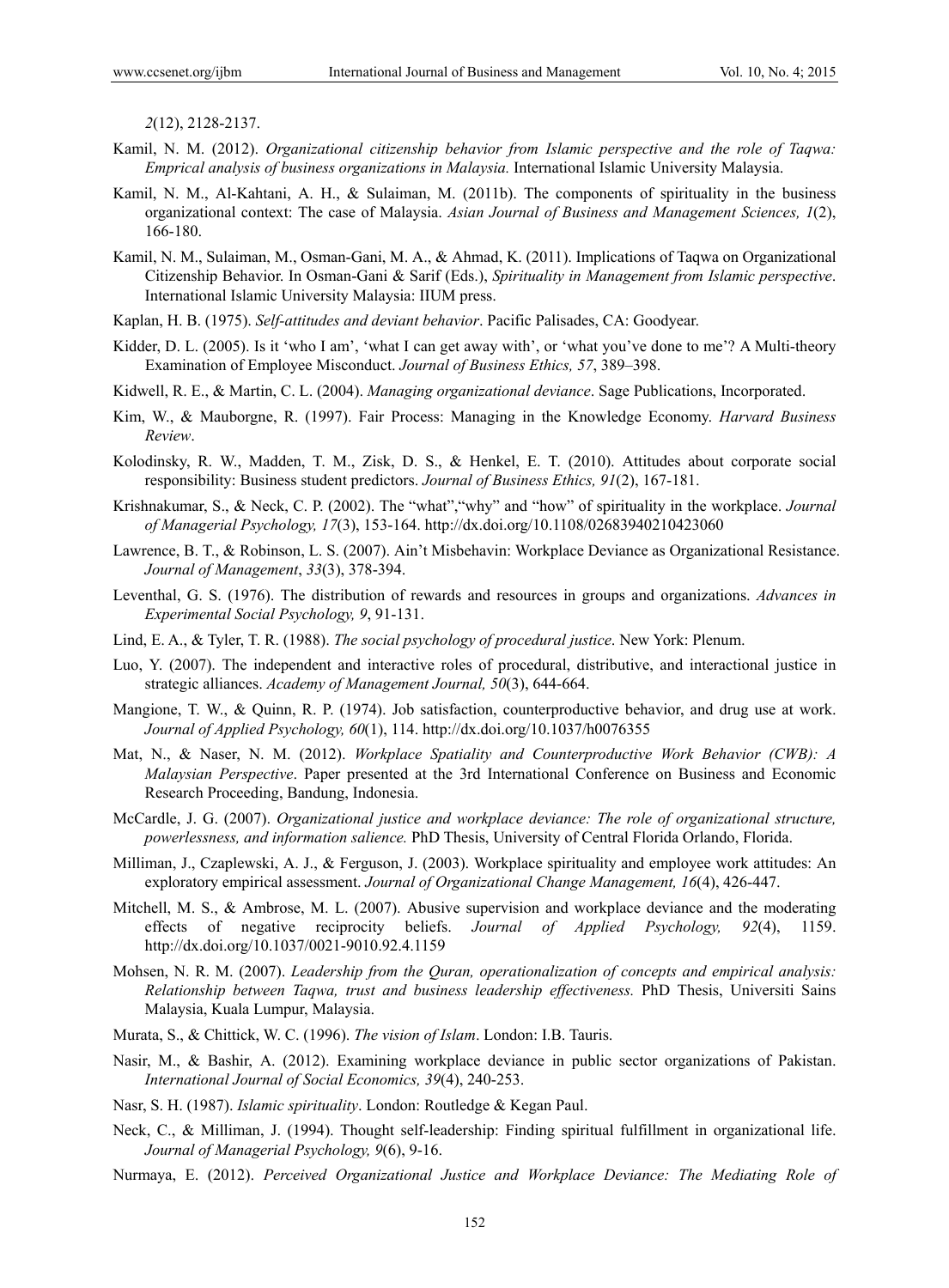*2*(12), 2128-2137.

Kamil, N. M. (2012). *Organizational citizenship behavior from Islamic perspective and the role of Taqwa: Emprical analysis of business organizations in Malaysia.* International Islamic University Malaysia.

Kamil, N. M., Al-Kahtani, A. H., & Sulaiman, M. (2011b). The components of spirituality in the business organizational context: The case of Malaysia. *Asian Journal of Business and Management Sciences, 1*(2), 166-180.

Kamil, N. M., Sulaiman, M., Osman-Gani, M. A., & Ahmad, K. (2011). Implications of Taqwa on Organizational Citizenship Behavior. In Osman-Gani & Sarif (Eds.), *Spirituality in Management from Islamic perspective*. International Islamic University Malaysia: IIUM press.

Kaplan, H. B. (1975). *Self-attitudes and deviant behavior*. Pacific Palisades, CA: Goodyear.

Kidder, D. L. (2005). Is it 'who I am', 'what I can get away with', or 'what you've done to me'? A Multi-theory Examination of Employee Misconduct. *Journal of Business Ethics, 57*, 389–398.

Kidwell, R. E., & Martin, C. L. (2004). *Managing organizational deviance*. Sage Publications, Incorporated.

Kim, W., & Mauborgne, R. (1997). Fair Process: Managing in the Knowledge Economy. *Harvard Business Review*.

Kolodinsky, R. W., Madden, T. M., Zisk, D. S., & Henkel, E. T. (2010). Attitudes about corporate social responsibility: Business student predictors. *Journal of Business Ethics, 91*(2), 167-181.

Krishnakumar, S., & Neck, C. P. (2002). The "what","why" and "how" of spirituality in the workplace. *Journal of Managerial Psychology, 17*(3), 153-164. http://dx.doi.org/10.1108/02683940210423060

Lawrence, B. T., & Robinson, L. S. (2007). Ain't Misbehavin: Workplace Deviance as Organizational Resistance. *Journal of Management*, *33*(3), 378-394.

Leventhal, G. S. (1976). The distribution of rewards and resources in groups and organizations. *Advances in Experimental Social Psychology, 9*, 91-131.

Lind, E. A., & Tyler, T. R. (1988). *The social psychology of procedural justice*. New York: Plenum.

Luo, Y. (2007). The independent and interactive roles of procedural, distributive, and interactional justice in strategic alliances. *Academy of Management Journal, 50*(3), 644-664.

Mangione, T. W., & Quinn, R. P. (1974). Job satisfaction, counterproductive behavior, and drug use at work. *Journal of Applied Psychology, 60*(1), 114. http://dx.doi.org/10.1037/h0076355

Mat, N., & Naser, N. M. (2012). *Workplace Spatiality and Counterproductive Work Behavior (CWB): A Malaysian Perspective*. Paper presented at the 3rd International Conference on Business and Economic Research Proceeding, Bandung, Indonesia.

McCardle, J. G. (2007). *Organizational justice and workplace deviance: The role of organizational structure, powerlessness, and information salience.* PhD Thesis, University of Central Florida Orlando, Florida.

Milliman, J., Czaplewski, A. J., & Ferguson, J. (2003). Workplace spirituality and employee work attitudes: An exploratory empirical assessment. *Journal of Organizational Change Management, 16*(4), 426-447.

Mitchell, M. S., & Ambrose, M. L. (2007). Abusive supervision and workplace deviance and the moderating effects of negative reciprocity beliefs. *Journal of Applied Psychology, 92*(4), 1159. http://dx.doi.org/10.1037/0021-9010.92.4.1159

Mohsen, N. R. M. (2007). *Leadership from the Quran, operationalization of concepts and empirical analysis: Relationship between Taqwa, trust and business leadership effectiveness.* PhD Thesis, Universiti Sains Malaysia, Kuala Lumpur, Malaysia.

Murata, S., & Chittick, W. C. (1996). *The vision of Islam*. London: I.B. Tauris.

Nasir, M., & Bashir, A. (2012). Examining workplace deviance in public sector organizations of Pakistan. *International Journal of Social Economics, 39*(4), 240-253.

Nasr, S. H. (1987). *Islamic spirituality*. London: Routledge & Kegan Paul.

Neck, C., & Milliman, J. (1994). Thought self-leadership: Finding spiritual fulfillment in organizational life. *Journal of Managerial Psychology, 9*(6), 9-16.

Nurmaya, E. (2012). *Perceived Organizational Justice and Workplace Deviance: The Mediating Role of*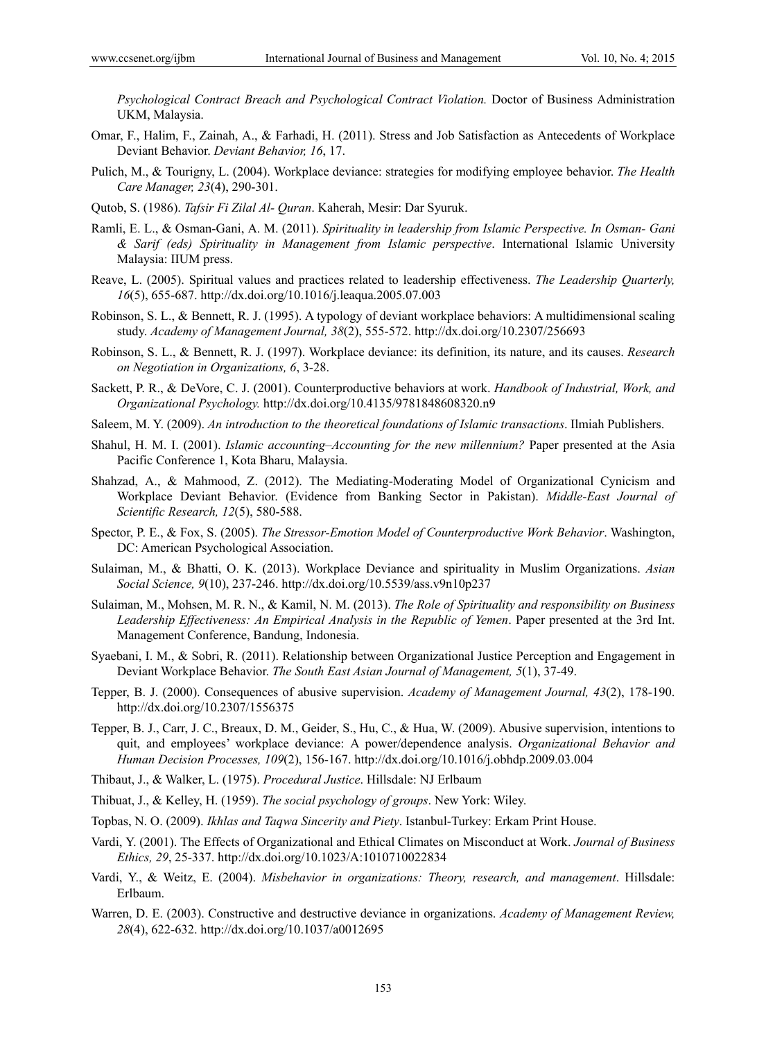*Psychological Contract Breach and Psychological Contract Violation.* Doctor of Business Administration UKM, Malaysia.

Omar, F., Halim, F., Zainah, A., & Farhadi, H. (2011). Stress and Job Satisfaction as Antecedents of Workplace Deviant Behavior. *Deviant Behavior, 16*, 17.

Pulich, M., & Tourigny, L. (2004). Workplace deviance: strategies for modifying employee behavior. *The Health Care Manager, 23*(4), 290-301.

Qutob, S. (1986). *Tafsir Fi Zilal Al- Quran*. Kaherah, Mesir: Dar Syuruk.

Ramli, E. L., & Osman-Gani, A. M. (2011). *Spirituality in leadership from Islamic Perspective. In Osman- Gani & Sarif (eds) Spirituality in Management from Islamic perspective*. International Islamic University Malaysia: IIUM press.

Reave, L. (2005). Spiritual values and practices related to leadership effectiveness. *The Leadership Quarterly, 16*(5), 655-687. http://dx.doi.org/10.1016/j.leaqua.2005.07.003

Robinson, S. L., & Bennett, R. J. (1995). A typology of deviant workplace behaviors: A multidimensional scaling study. *Academy of Management Journal, 38*(2), 555-572. http://dx.doi.org/10.2307/256693

Robinson, S. L., & Bennett, R. J. (1997). Workplace deviance: its definition, its nature, and its causes. *Research on Negotiation in Organizations, 6*, 3-28.

Sackett, P. R., & DeVore, C. J. (2001). Counterproductive behaviors at work. *Handbook of Industrial, Work, and Organizational Psychology.* http://dx.doi.org/10.4135/9781848608320.n9

Saleem, M. Y. (2009). *An introduction to the theoretical foundations of Islamic transactions*. Ilmiah Publishers.

Shahul, H. M. I. (2001). *Islamic accounting–Accounting for the new millennium?* Paper presented at the Asia Pacific Conference 1, Kota Bharu, Malaysia.

Shahzad, A., & Mahmood, Z. (2012). The Mediating-Moderating Model of Organizational Cynicism and Workplace Deviant Behavior. (Evidence from Banking Sector in Pakistan). *Middle-East Journal of Scientific Research, 12*(5), 580-588.

Spector, P. E., & Fox, S. (2005). *The Stressor-Emotion Model of Counterproductive Work Behavior*. Washington, DC: American Psychological Association.

Sulaiman, M., & Bhatti, O. K. (2013). Workplace Deviance and spirituality in Muslim Organizations. *Asian Social Science, 9*(10), 237-246. http://dx.doi.org/10.5539/ass.v9n10p237

Sulaiman, M., Mohsen, M. R. N., & Kamil, N. M. (2013). *The Role of Spirituality and responsibility on Business Leadership Effectiveness: An Empirical Analysis in the Republic of Yemen*. Paper presented at the 3rd Int. Management Conference, Bandung, Indonesia.

Syaebani, I. M., & Sobri, R. (2011). Relationship between Organizational Justice Perception and Engagement in Deviant Workplace Behavior. *The South East Asian Journal of Management, 5*(1), 37-49.

Tepper, B. J. (2000). Consequences of abusive supervision. *Academy of Management Journal, 43*(2), 178-190. http://dx.doi.org/10.2307/1556375

Tepper, B. J., Carr, J. C., Breaux, D. M., Geider, S., Hu, C., & Hua, W. (2009). Abusive supervision, intentions to quit, and employees' workplace deviance: A power/dependence analysis. *Organizational Behavior and Human Decision Processes, 109*(2), 156-167. http://dx.doi.org/10.1016/j.obhdp.2009.03.004

Thibaut, J., & Walker, L. (1975). *Procedural Justice*. Hillsdale: NJ Erlbaum

Thibuat, J., & Kelley, H. (1959). *The social psychology of groups*. New York: Wiley.

Topbas, N. O. (2009). *Ikhlas and Taqwa Sincerity and Piety*. Istanbul-Turkey: Erkam Print House.

Vardi, Y. (2001). The Effects of Organizational and Ethical Climates on Misconduct at Work. *Journal of Business Ethics, 29*, 25-337. http://dx.doi.org/10.1023/A:1010710022834

Vardi, Y., & Weitz, E. (2004). *Misbehavior in organizations: Theory, research, and management*. Hillsdale: Erlbaum.

Warren, D. E. (2003). Constructive and destructive deviance in organizations. *Academy of Management Review, 28*(4), 622-632. http://dx.doi.org/10.1037/a0012695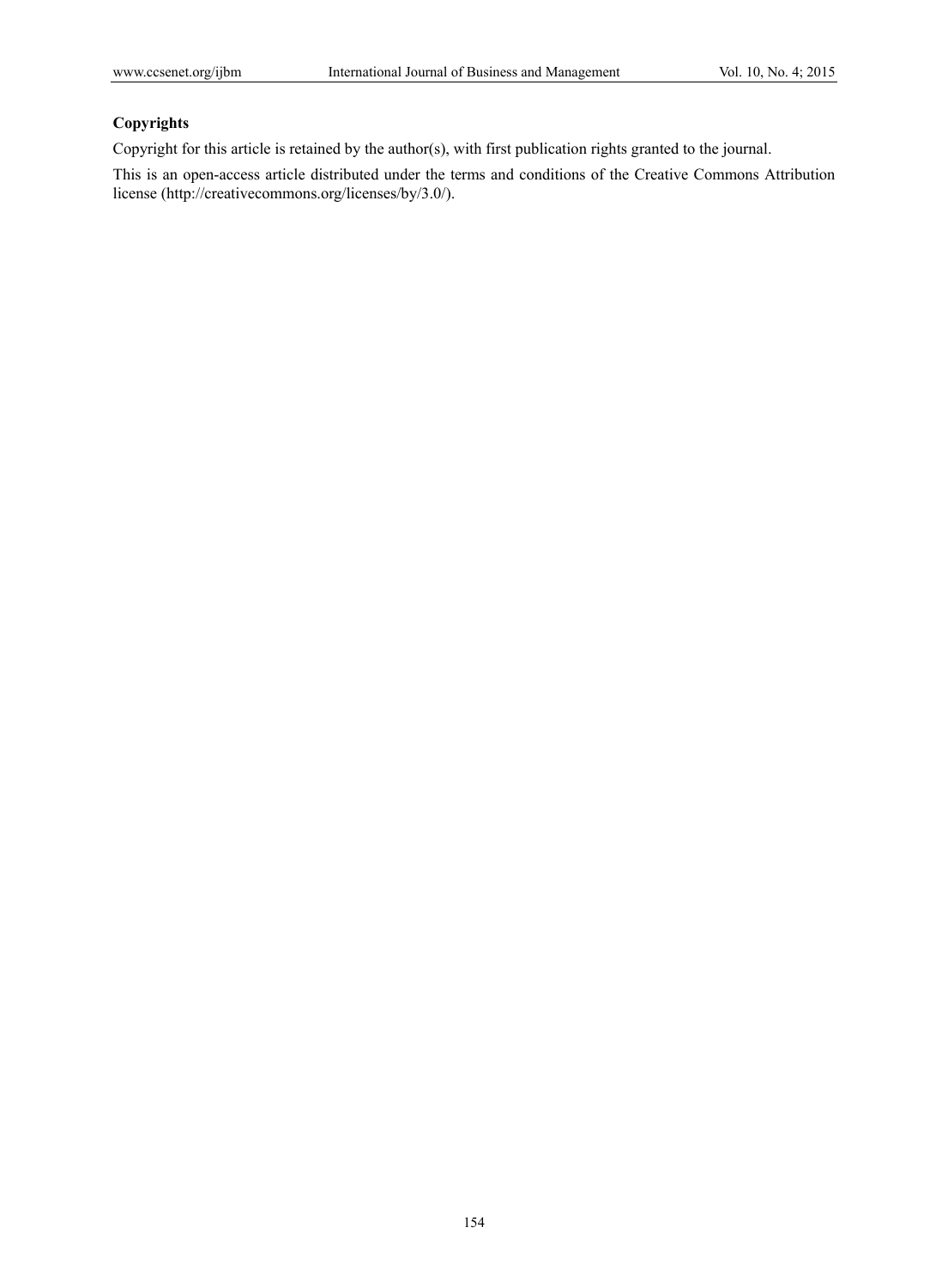**Copyrights**

Copyright for this article is retained by the author(s), with first publication rights granted to the journal.

This is an open-access article distributed under the terms and conditions of the Creative Commons Attribution license (http://creativecommons.org/licenses/by/3.0/).